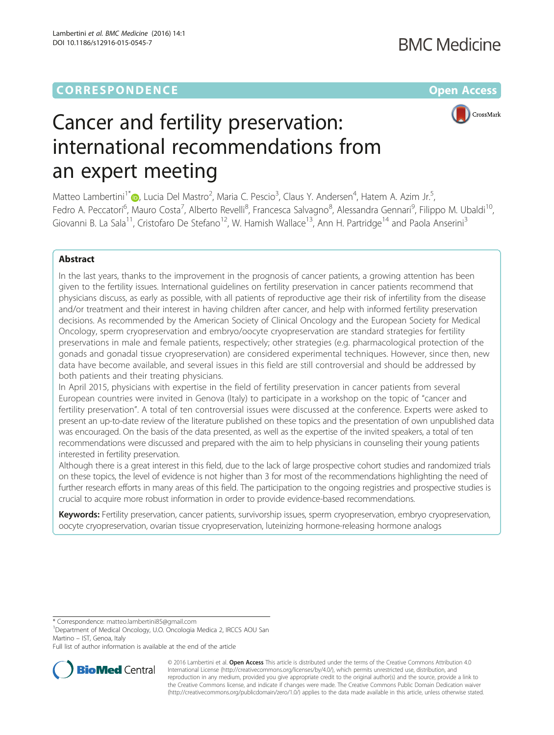CORRESPONDENCE

Open Access

# Cancer and fertility preservation: international recommendations from an expert meeting

Matteo Lambertini[1*], Lucia Del Mastro[2], Maria C. Pescio[3], Claus Y. Andersen[4], Hatem A. Azim Jr.[5], Fedro A. Peccatori[6], Mauro Costa[7], Alberto Revelli[8], Francesca Salvagno[8], Alessandra Gennari[9], Filippo M. Ubaldi[10], Giovanni B. La Sala[11], Cristofaro De Stefano[12], W. Hamish Wallace[13], Ann H. Partridge[14] and Paola Anserini[3]

## Abstract

In the last years, thanks to the improvement in the prognosis of cancer patients, a growing attention has been given to the fertility issues. International guidelines on fertility preservation in cancer patients recommend that physicians discuss, as early as possible, with all patients of reproductive age their risk of infertility from the disease and/or treatment and their interest in having children after cancer, and help with informed fertility preservation decisions. As recommended by the American Society of Clinical Oncology and the European Society for Medical Oncology, sperm cryopreservation and embryo/oocyte cryopreservation are standard strategies for fertility preservations in male and female patients, respectively; other strategies (e.g. pharmacological protection of the gonads and gonadal tissue cryopreservation) are considered experimental techniques. However, since then, new data have become available, and several issues in this field are still controversial and should be addressed by both patients and their treating physicians.

In April 2015, physicians with expertise in the field of fertility preservation in cancer patients from several European countries were invited in Genova (Italy) to participate in a workshop on the topic of "cancer and fertility preservation". A total of ten controversial issues were discussed at the conference. Experts were asked to present an up-to-date review of the literature published on these topics and the presentation of own unpublished data was encouraged. On the basis of the data presented, as well as the expertise of the invited speakers, a total of ten recommendations were discussed and prepared with the aim to help physicians in counseling their young patients interested in fertility preservation.

Although there is a great interest in this field, due to the lack of large prospective cohort studies and randomized trials on these topics, the level of evidence is not higher than 3 for most of the recommendations highlighting the need of further research efforts in many areas of this field. The participation to the ongoing registries and prospective studies is crucial to acquire more robust information in order to provide evidence-based recommendations.

**Keywords:** Fertility preservation, cancer patients, survivorship issues, sperm cryopreservation, embryo cryopreservation, oocyte cryopreservation, ovarian tissue cryopreservation, luteinizing hormone-releasing hormone analogs

* Correspondence: matteo.lambertini85@gmail.com
[1]Department of Medical Oncology, U.O. Oncologia Medica 2, IRCCS AOU San Martino – IST, Genoa, Italy
Full list of author information is available at the end of the article

© 2016 Lambertini et al. **Open Access** This article is distributed under the terms of the Creative Commons Attribution 4.0 International License (http://creativecommons.org/licenses/by/4.0/), which permits unrestricted use, distribution, and reproduction in any medium, provided you give appropriate credit to the original author(s) and the source, provide a link to the Creative Commons license, and indicate if changes were made. The Creative Commons Public Domain Dedication waiver (http://creativecommons.org/publicdomain/zero/1.0/) applies to the data made available in this article, unless otherwise stated.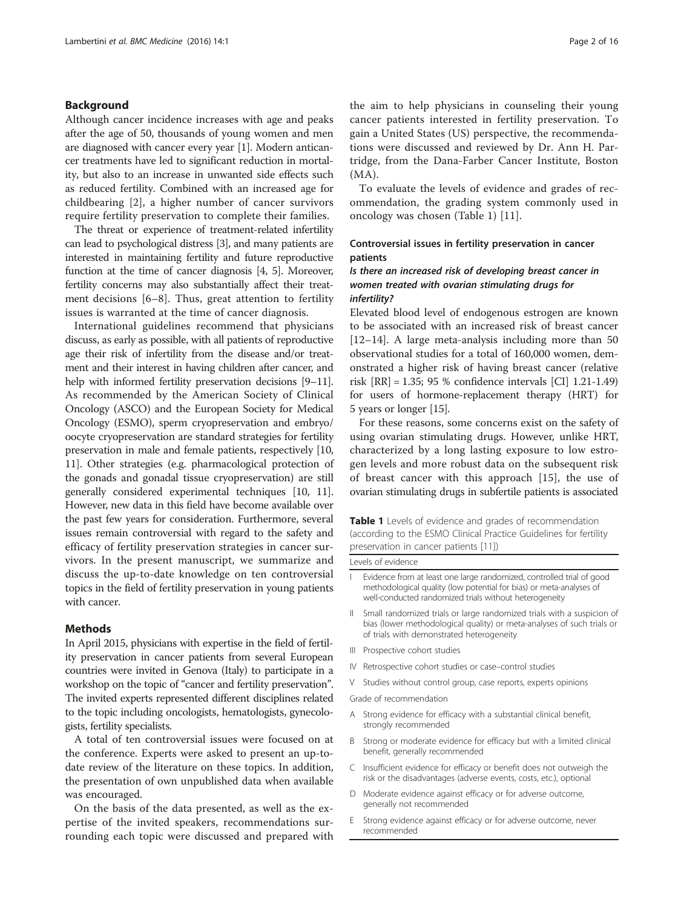## Background

Although cancer incidence increases with age and peaks after the age of 50, thousands of young women and men are diagnosed with cancer every year [1]. Modern anticancer treatments have led to significant reduction in mortality, but also to an increase in unwanted side effects such as reduced fertility. Combined with an increased age for childbearing [2], a higher number of cancer survivors require fertility preservation to complete their families.

The threat or experience of treatment-related infertility can lead to psychological distress [3], and many patients are interested in maintaining fertility and future reproductive function at the time of cancer diagnosis [4, 5]. Moreover, fertility concerns may also substantially affect their treatment decisions [6–8]. Thus, great attention to fertility issues is warranted at the time of cancer diagnosis.

International guidelines recommend that physicians discuss, as early as possible, with all patients of reproductive age their risk of infertility from the disease and/or treatment and their interest in having children after cancer, and help with informed fertility preservation decisions [9–11]. As recommended by the American Society of Clinical Oncology (ASCO) and the European Society for Medical Oncology (ESMO), sperm cryopreservation and embryo/oocyte cryopreservation are standard strategies for fertility preservation in male and female patients, respectively [10, 11]. Other strategies (e.g. pharmacological protection of the gonads and gonadal tissue cryopreservation) are still generally considered experimental techniques [10, 11]. However, new data in this field have become available over the past few years for consideration. Furthermore, several issues remain controversial with regard to the safety and efficacy of fertility preservation strategies in cancer survivors. In the present manuscript, we summarize and discuss the up-to-date knowledge on ten controversial topics in the field of fertility preservation in young patients with cancer.

## Methods

In April 2015, physicians with expertise in the field of fertility preservation in cancer patients from several European countries were invited in Genova (Italy) to participate in a workshop on the topic of "cancer and fertility preservation". The invited experts represented different disciplines related to the topic including oncologists, hematologists, gynecologists, fertility specialists.

A total of ten controversial issues were focused on at the conference. Experts were asked to present an up-to-date review of the literature on these topics. In addition, the presentation of own unpublished data when available was encouraged.

On the basis of the data presented, as well as the expertise of the invited speakers, recommendations surrounding each topic were discussed and prepared with the aim to help physicians in counseling their young cancer patients interested in fertility preservation. To gain a United States (US) perspective, the recommendations were discussed and reviewed by Dr. Ann H. Partridge, from the Dana-Farber Cancer Institute, Boston (MA).

To evaluate the levels of evidence and grades of recommendation, the grading system commonly used in oncology was chosen (Table 1) [11].

## Controversial issues in fertility preservation in cancer patients

### *Is there an increased risk of developing breast cancer in women treated with ovarian stimulating drugs for infertility?*

Elevated blood level of endogenous estrogen are known to be associated with an increased risk of breast cancer [12–14]. A large meta-analysis including more than 50 observational studies for a total of 160,000 women, demonstrated a higher risk of having breast cancer (relative risk [RR] = 1.35; 95 % confidence intervals [CI] 1.21-1.49) for users of hormone-replacement therapy (HRT) for 5 years or longer [15].

For these reasons, some concerns exist on the safety of using ovarian stimulating drugs. However, unlike HRT, characterized by a long lasting exposure to low estrogen levels and more robust data on the subsequent risk of breast cancer with this approach [15], the use of ovarian stimulating drugs in subfertile patients is associated

**Table 1** Levels of evidence and grades of recommendation (according to the ESMO Clinical Practice Guidelines for fertility preservation in cancer patients [11])

| Levels of evidence | |
|---|---|
| I | Evidence from at least one large randomized, controlled trial of good methodological quality (low potential for bias) or meta-analyses of well-conducted randomized trials without heterogeneity |
| II | Small randomized trials or large randomized trials with a suspicion of bias (lower methodological quality) or meta-analyses of such trials or of trials with demonstrated heterogeneity |
| III | Prospective cohort studies |
| IV | Retrospective cohort studies or case–control studies |
| V | Studies without control group, case reports, experts opinions |
| **Grade of recommendation** | |
| A | Strong evidence for efficacy with a substantial clinical benefit, strongly recommended |
| B | Strong or moderate evidence for efficacy but with a limited clinical benefit, generally recommended |
| C | Insufficient evidence for efficacy or benefit does not outweigh the risk or the disadvantages (adverse events, costs, etc.), optional |
| D | Moderate evidence against efficacy or for adverse outcome, generally not recommended |
| E | Strong evidence against efficacy or for adverse outcome, never recommended |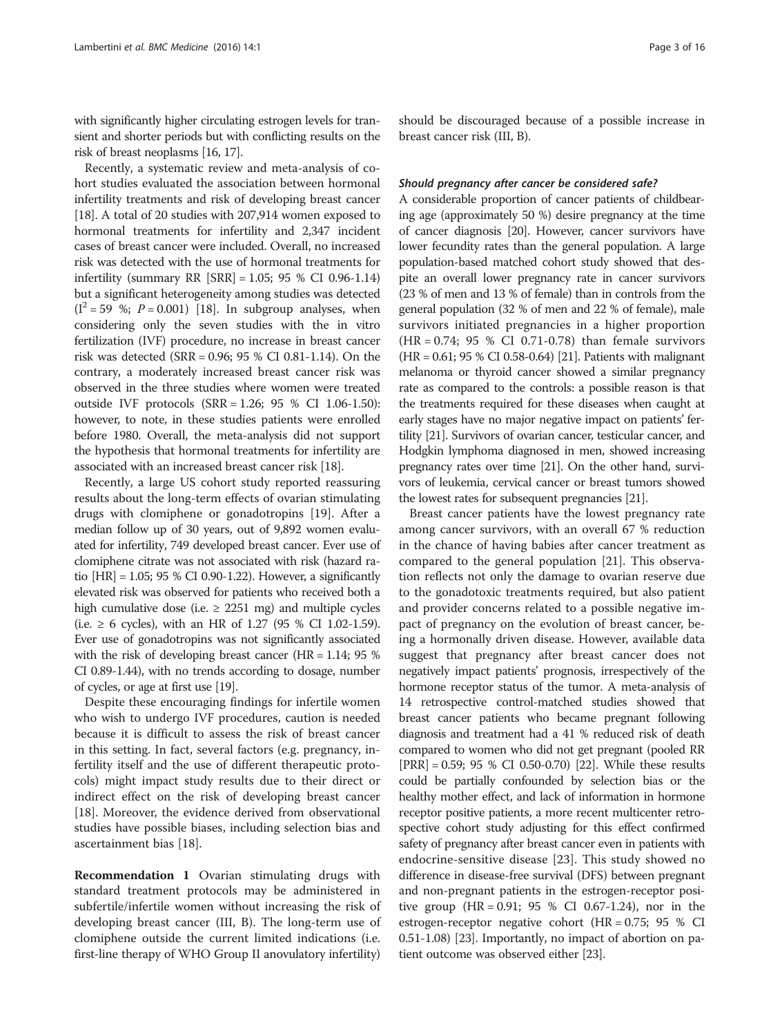with significantly higher circulating estrogen levels for transient and shorter periods but with conflicting results on the risk of breast neoplasms [16, 17].

Recently, a systematic review and meta-analysis of cohort studies evaluated the association between hormonal infertility treatments and risk of developing breast cancer [18]. A total of 20 studies with 207,914 women exposed to hormonal treatments for infertility and 2,347 incident cases of breast cancer were included. Overall, no increased risk was detected with the use of hormonal treatments for infertility (summary RR [SRR] = 1.05; 95 % CI 0.96-1.14) but a significant heterogeneity among studies was detected ($I^2 = 59$ %; $P = 0.001$) [18]. In subgroup analyses, when considering only the seven studies with the in vitro fertilization (IVF) procedure, no increase in breast cancer risk was detected (SRR = 0.96; 95 % CI 0.81-1.14). On the contrary, a moderately increased breast cancer risk was observed in the three studies where women were treated outside IVF protocols (SRR = 1.26; 95 % CI 1.06-1.50): however, to note, in these studies patients were enrolled before 1980. Overall, the meta-analysis did not support the hypothesis that hormonal treatments for infertility are associated with an increased breast cancer risk [18].

Recently, a large US cohort study reported reassuring results about the long-term effects of ovarian stimulating drugs with clomiphene or gonadotropins [19]. After a median follow up of 30 years, out of 9,892 women evaluated for infertility, 749 developed breast cancer. Ever use of clomiphene citrate was not associated with risk (hazard ratio [HR] = 1.05; 95 % CI 0.90-1.22). However, a significantly elevated risk was observed for patients who received both a high cumulative dose (i.e. ≥ 2251 mg) and multiple cycles (i.e. ≥ 6 cycles), with an HR of 1.27 (95 % CI 1.02-1.59). Ever use of gonadotropins was not significantly associated with the risk of developing breast cancer (HR = 1.14; 95 % CI 0.89-1.44), with no trends according to dosage, number of cycles, or age at first use [19].

Despite these encouraging findings for infertile women who wish to undergo IVF procedures, caution is needed because it is difficult to assess the risk of breast cancer in this setting. In fact, several factors (e.g. pregnancy, infertility itself and the use of different therapeutic protocols) might impact study results due to their direct or indirect effect on the risk of developing breast cancer [18]. Moreover, the evidence derived from observational studies have possible biases, including selection bias and ascertainment bias [18].

**Recommendation 1** Ovarian stimulating drugs with standard treatment protocols may be administered in subfertile/infertile women without increasing the risk of developing breast cancer (III, B). The long-term use of clomiphene outside the current limited indications (i.e. first-line therapy of WHO Group II anovulatory infertility) should be discouraged because of a possible increase in breast cancer risk (III, B).

### *Should pregnancy after cancer be considered safe?*

A considerable proportion of cancer patients of childbearing age (approximately 50 %) desire pregnancy at the time of cancer diagnosis [20]. However, cancer survivors have lower fecundity rates than the general population. A large population-based matched cohort study showed that despite an overall lower pregnancy rate in cancer survivors (23 % of men and 13 % of female) than in controls from the general population (32 % of men and 22 % of female), male survivors initiated pregnancies in a higher proportion (HR = 0.74; 95 % CI 0.71-0.78) than female survivors (HR = 0.61; 95 % CI 0.58-0.64) [21]. Patients with malignant melanoma or thyroid cancer showed a similar pregnancy rate as compared to the controls: a possible reason is that the treatments required for these diseases when caught at early stages have no major negative impact on patients' fertility [21]. Survivors of ovarian cancer, testicular cancer, and Hodgkin lymphoma diagnosed in men, showed increasing pregnancy rates over time [21]. On the other hand, survivors of leukemia, cervical cancer or breast tumors showed the lowest rates for subsequent pregnancies [21].

Breast cancer patients have the lowest pregnancy rate among cancer survivors, with an overall 67 % reduction in the chance of having babies after cancer treatment as compared to the general population [21]. This observation reflects not only the damage to ovarian reserve due to the gonadotoxic treatments required, but also patient and provider concerns related to a possible negative impact of pregnancy on the evolution of breast cancer, being a hormonally driven disease. However, available data suggest that pregnancy after breast cancer does not negatively impact patients' prognosis, irrespectively of the hormone receptor status of the tumor. A meta-analysis of 14 retrospective control-matched studies showed that breast cancer patients who became pregnant following diagnosis and treatment had a 41 % reduced risk of death compared to women who did not get pregnant (pooled RR [PRR] = 0.59; 95 % CI 0.50-0.70) [22]. While these results could be partially confounded by selection bias or the healthy mother effect, and lack of information in hormone receptor positive patients, a more recent multicenter retrospective cohort study adjusting for this effect confirmed safety of pregnancy after breast cancer even in patients with endocrine-sensitive disease [23]. This study showed no difference in disease-free survival (DFS) between pregnant and non-pregnant patients in the estrogen-receptor positive group (HR = 0.91; 95 % CI 0.67-1.24), nor in the estrogen-receptor negative cohort (HR = 0.75; 95 % CI 0.51-1.08) [23]. Importantly, no impact of abortion on patient outcome was observed either [23].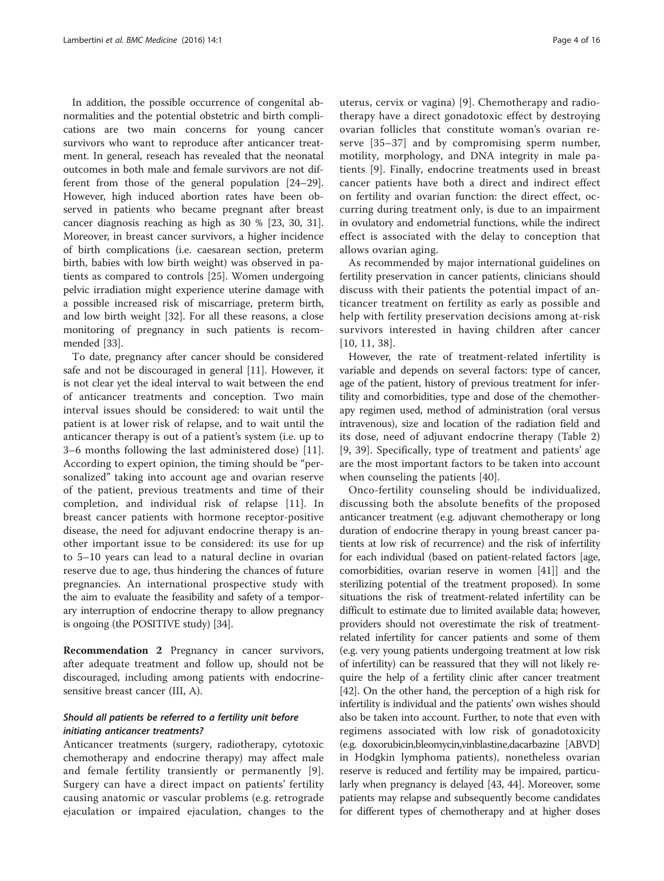In addition, the possible occurrence of congenital abnormalities and the potential obstetric and birth complications are two main concerns for young cancer survivors who want to reproduce after anticancer treatment. In general, reseach has revealed that the neonatal outcomes in both male and female survivors are not different from those of the general population [24–29]. However, high induced abortion rates have been observed in patients who became pregnant after breast cancer diagnosis reaching as high as 30 % [23, 30, 31]. Moreover, in breast cancer survivors, a higher incidence of birth complications (i.e. caesarean section, preterm birth, babies with low birth weight) was observed in patients as compared to controls [25]. Women undergoing pelvic irradiation might experience uterine damage with a possible increased risk of miscarriage, preterm birth, and low birth weight [32]. For all these reasons, a close monitoring of pregnancy in such patients is recommended [33].

To date, pregnancy after cancer should be considered safe and not be discouraged in general [11]. However, it is not clear yet the ideal interval to wait between the end of anticancer treatments and conception. Two main interval issues should be considered: to wait until the patient is at lower risk of relapse, and to wait until the anticancer therapy is out of a patient's system (i.e. up to 3–6 months following the last administered dose) [11]. According to expert opinion, the timing should be "personalized" taking into account age and ovarian reserve of the patient, previous treatments and time of their completion, and individual risk of relapse [11]. In breast cancer patients with hormone receptor-positive disease, the need for adjuvant endocrine therapy is another important issue to be considered: its use for up to 5–10 years can lead to a natural decline in ovarian reserve due to age, thus hindering the chances of future pregnancies. An international prospective study with the aim to evaluate the feasibility and safety of a temporary interruption of endocrine therapy to allow pregnancy is ongoing (the POSITIVE study) [34].

**Recommendation 2** Pregnancy in cancer survivors, after adequate treatment and follow up, should not be discouraged, including among patients with endocrine-sensitive breast cancer (III, A).

### *Should all patients be referred to a fertility unit before initiating anticancer treatments?*

Anticancer treatments (surgery, radiotherapy, cytotoxic chemotherapy and endocrine therapy) may affect male and female fertility transiently or permanently [9]. Surgery can have a direct impact on patients' fertility causing anatomic or vascular problems (e.g. retrograde ejaculation or impaired ejaculation, changes to the uterus, cervix or vagina) [9]. Chemotherapy and radiotherapy have a direct gonadotoxic effect by destroying ovarian follicles that constitute woman's ovarian reserve [35–37] and by compromising sperm number, motility, morphology, and DNA integrity in male patients [9]. Finally, endocrine treatments used in breast cancer patients have both a direct and indirect effect on fertility and ovarian function: the direct effect, occurring during treatment only, is due to an impairment in ovulatory and endometrial functions, while the indirect effect is associated with the delay to conception that allows ovarian aging.

As recommended by major international guidelines on fertility preservation in cancer patients, clinicians should discuss with their patients the potential impact of anticancer treatment on fertility as early as possible and help with fertility preservation decisions among at-risk survivors interested in having children after cancer [10, 11, 38].

However, the rate of treatment-related infertility is variable and depends on several factors: type of cancer, age of the patient, history of previous treatment for infertility and comorbidities, type and dose of the chemotherapy regimen used, method of administration (oral versus intravenous), size and location of the radiation field and its dose, need of adjuvant endocrine therapy (Table 2) [9, 39]. Specifically, type of treatment and patients' age are the most important factors to be taken into account when counseling the patients [40].

Onco-fertility counseling should be individualized, discussing both the absolute benefits of the proposed anticancer treatment (e.g. adjuvant chemotherapy or long duration of endocrine therapy in young breast cancer patients at low risk of recurrence) and the risk of infertility for each individual (based on patient-related factors [age, comorbidities, ovarian reserve in women [41]] and the sterilizing potential of the treatment proposed). In some situations the risk of treatment-related infertility can be difficult to estimate due to limited available data; however, providers should not overestimate the risk of treatment-related infertility for cancer patients and some of them (e.g. very young patients undergoing treatment at low risk of infertility) can be reassured that they will not likely require the help of a fertility clinic after cancer treatment [42]. On the other hand, the perception of a high risk for infertility is individual and the patients' own wishes should also be taken into account. Further, to note that even with regimens associated with low risk of gonadotoxicity (e.g. doxorubicin,bleomycin,vinblastine,dacarbazine [ABVD] in Hodgkin lymphoma patients), nonetheless ovarian reserve is reduced and fertility may be impaired, particularly when pregnancy is delayed [43, 44]. Moreover, some patients may relapse and subsequently become candidates for different types of chemotherapy and at higher doses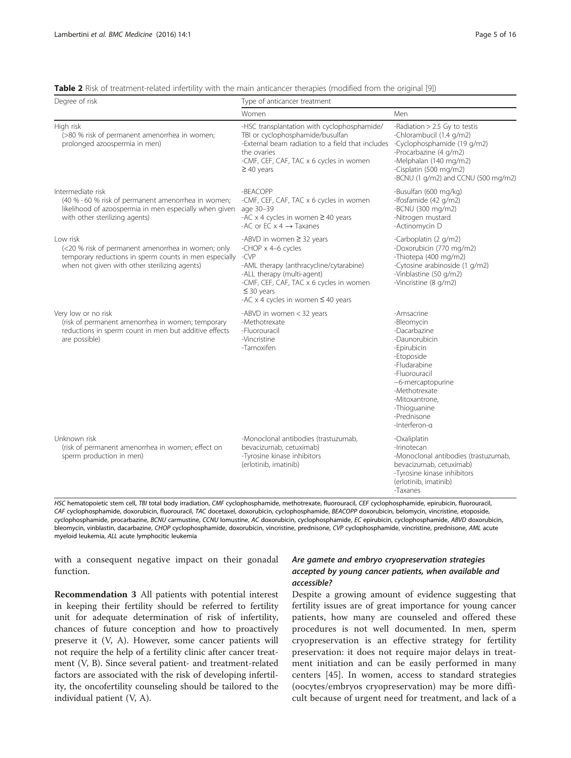**Table 2** Risk of treatment-related infertility with the main anticancer therapies (modified from the original [9])

| Degree of risk | Type of anticancer treatment | |
|---|---|---|
| | Women | Men |
| High risk (>80 % risk of permanent amenorrhea in women; prolonged azoospermia in men) | -HSC transplantation with cyclophosphamide/TBI or cyclophosphamide/busulfan<br>-External beam radiation to a field that includes the ovaries<br>-CMF, CEF, CAF, TAC x 6 cycles in women ≥ 40 years | -Radiation > 2.5 Gy to testis<br>-Chlorambucil (1.4 g/m2)<br>-Cyclophosphamide (19 g/m2)<br>-Procarbazine (4 g/m2)<br>-Melphalan (140 mg/m2)<br>-Cisplatin (500 mg/m2)<br>-BCNU (1 g/m2) and CCNU (500 mg/m2) |
| Intermediate risk (40 % - 60 % risk of permanent amenorrhea in women; likelihood of azoospermia in men especially when given with other sterilizing agents) | -BEACOPP<br>-CMF, CEF, CAF, TAC x 6 cycles in women age 30–39<br>-AC x 4 cycles in women ≥ 40 years<br>-AC or EC x 4 → Taxanes | -Busulfan (600 mg/kg)<br>-Ifosfamide (42 g/m2)<br>-BCNU (300 mg/m2)<br>-Nitrogen mustard<br>-Actinomycin D |
| Low risk (<20 % risk of permanent amenorrhea in women; only temporary reductions in sperm counts in men especially when not given with other sterilizing agents) | -ABVD in women ≥ 32 years<br>-CHOP x 4–6 cycles<br>-CVP<br>-AML therapy (anthracycline/cytarabine)<br>-ALL therapy (multi-agent)<br>-CMF, CEF, CAF, TAC x 6 cycles in women ≤ 30 years<br>-AC x 4 cycles in women ≤ 40 years | -Carboplatin (2 g/m2)<br>-Doxorubicin (770 mg/m2)<br>-Thiotepa (400 mg/m2)<br>-Cytosine arabinoside (1 g/m2)<br>-Vinblastine (50 g/m2)<br>-Vincristine (8 g/m2) |
| Very low or no risk (risk of permanent amenorrhea in women; temporary reductions in sperm count in men but additive effects are possible) | -ABVD in women < 32 years<br>-Methotrexate<br>-Fluorouracil<br>-Vincristine<br>-Tamoxifen | -Amsacrine<br>-Bleomycin<br>-Dacarbazine<br>-Daunorubicin<br>-Epirubicin<br>-Etoposide<br>-Fludarabine<br>-Fluorouracil<br>–6-mercaptopurine<br>-Methotrexate<br>-Mitoxantrone,<br>-Thioguanine<br>-Prednisone<br>-Interferon-α |
| Unknown risk (risk of permanent amenorrhea in women; effect on sperm production in men) | -Monoclonal antibodies (trastuzumab, bevacizumab, cetuximab)<br>-Tyrosine kinase inhibitors (erlotinib, imatinib) | -Oxaliplatin<br>-Irinotecan<br>-Monoclonal antibodies (trastuzumab, bevacizumab, cetuximab)<br>-Tyrosine kinase inhibitors (erlotinib, imatinib)<br>-Taxanes |

*HSC* hematopoietic stem cell, *TBI* total body irradiation, *CMF* cyclophosphamide, methotrexate, fluorouracil, *CEF* cyclophosphamide, epirubicin, fluorouracil, *CAF* cyclophosphamide, doxorubicin, fluorouracil, *TAC* docetaxel, doxorubicin, cyclophosphamide, *BEACOPP* doxorubicin, belomycin, vincristine, etoposide, cyclophosphamide, procarbazine, *BCNU* carmustine, *CCNU* lomustine, *AC* doxorubicin, cyclophosphamide, *EC* epirubicin, cyclophosphamide, *ABVD* doxorubicin, bleomycin, vinblastin, dacarbazine, *CHOP* cyclophosphamide, doxorubicin, vincristine, prednisone, *CVP* cyclophosphamide, vincristine, prednisone, *AML* acute myeloid leukemia, *ALL* acute lymphocitic leukemia

with a consequent negative impact on their gonadal function.

**Recommendation 3** All patients with potential interest in keeping their fertility should be referred to fertility unit for adequate determination of risk of infertility, chances of future conception and how to proactively preserve it (V, A). However, some cancer patients will not require the help of a fertility clinic after cancer treatment (V, B). Since several patient- and treatment-related factors are associated with the risk of developing infertility, the oncofertility counseling should be tailored to the individual patient (V, A).

### *Are gamete and embryo cryopreservation strategies accepted by young cancer patients, when available and accessible?*

Despite a growing amount of evidence suggesting that fertility issues are of great importance for young cancer patients, how many are counseled and offered these procedures is not well documented. In men, sperm cryopreservation is an effective strategy for fertility preservation: it does not require major delays in treatment initiation and can be easily performed in many centers [45]. In women, access to standard strategies (oocytes/embryos cryopreservation) may be more difficult because of urgent need for treatment, and lack of a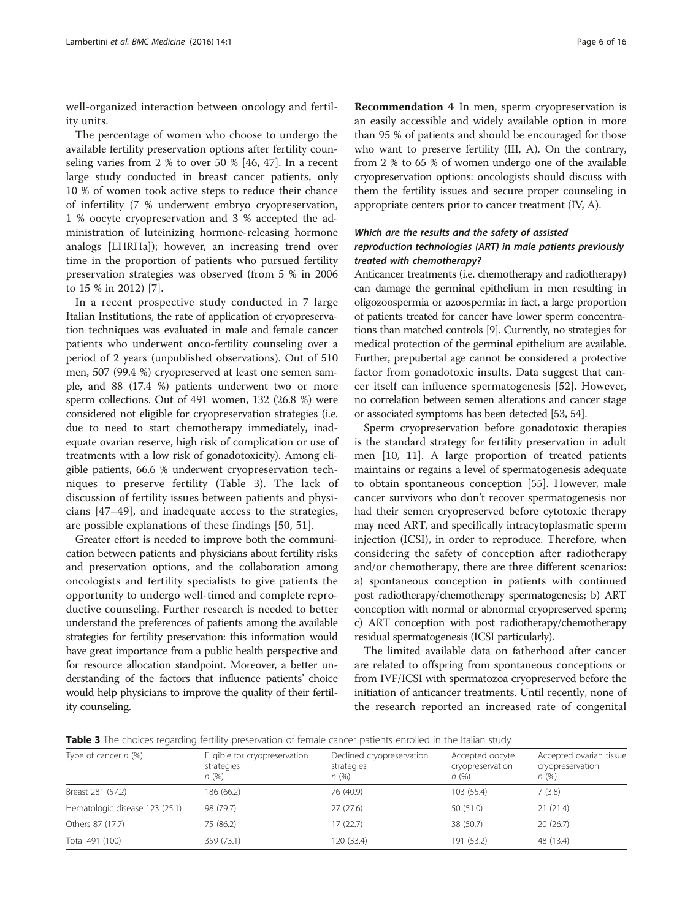well-organized interaction between oncology and fertility units.

The percentage of women who choose to undergo the available fertility preservation options after fertility counseling varies from 2 % to over 50 % [46, 47]. In a recent large study conducted in breast cancer patients, only 10 % of women took active steps to reduce their chance of infertility (7 % underwent embryo cryopreservation, 1 % oocyte cryopreservation and 3 % accepted the administration of luteinizing hormone-releasing hormone analogs [LHRHa]); however, an increasing trend over time in the proportion of patients who pursued fertility preservation strategies was observed (from 5 % in 2006 to 15 % in 2012) [7].

In a recent prospective study conducted in 7 large Italian Institutions, the rate of application of cryopreservation techniques was evaluated in male and female cancer patients who underwent onco-fertility counseling over a period of 2 years (unpublished observations). Out of 510 men, 507 (99.4 %) cryopreserved at least one semen sample, and 88 (17.4 %) patients underwent two or more sperm collections. Out of 491 women, 132 (26.8 %) were considered not eligible for cryopreservation strategies (i.e. due to need to start chemotherapy immediately, inadequate ovarian reserve, high risk of complication or use of treatments with a low risk of gonadotoxicity). Among eligible patients, 66.6 % underwent cryopreservation techniques to preserve fertility (Table 3). The lack of discussion of fertility issues between patients and physicians [47–49], and inadequate access to the strategies, are possible explanations of these findings [50, 51].

Greater effort is needed to improve both the communication between patients and physicians about fertility risks and preservation options, and the collaboration among oncologists and fertility specialists to give patients the opportunity to undergo well-timed and complete reproductive counseling. Further research is needed to better understand the preferences of patients among the available strategies for fertility preservation: this information would have great importance from a public health perspective and for resource allocation standpoint. Moreover, a better understanding of the factors that influence patients' choice would help physicians to improve the quality of their fertility counseling.

**Recommendation 4** In men, sperm cryopreservation is an easily accessible and widely available option in more than 95 % of patients and should be encouraged for those who want to preserve fertility (III, A). On the contrary, from 2 % to 65 % of women undergo one of the available cryopreservation options: oncologists should discuss with them the fertility issues and secure proper counseling in appropriate centers prior to cancer treatment (IV, A).

### *Which are the results and the safety of assisted reproduction technologies (ART) in male patients previously treated with chemotherapy?*

Anticancer treatments (i.e. chemotherapy and radiotherapy) can damage the germinal epithelium in men resulting in oligozoospermia or azoospermia: in fact, a large proportion of patients treated for cancer have lower sperm concentrations than matched controls [9]. Currently, no strategies for medical protection of the germinal epithelium are available. Further, prepubertal age cannot be considered a protective factor from gonadotoxic insults. Data suggest that cancer itself can influence spermatogenesis [52]. However, no correlation between semen alterations and cancer stage or associated symptoms has been detected [53, 54].

Sperm cryopreservation before gonadotoxic therapies is the standard strategy for fertility preservation in adult men [10, 11]. A large proportion of treated patients maintains or regains a level of spermatogenesis adequate to obtain spontaneous conception [55]. However, male cancer survivors who don't recover spermatogenesis nor had their semen cryopreserved before cytotoxic therapy may need ART, and specifically intracytoplasmatic sperm injection (ICSI), in order to reproduce. Therefore, when considering the safety of conception after radiotherapy and/or chemotherapy, there are three different scenarios: a) spontaneous conception in patients with continued post radiotherapy/chemotherapy spermatogenesis; b) ART conception with normal or abnormal cryopreserved sperm; c) ART conception with post radiotherapy/chemotherapy residual spermatogenesis (ICSI particularly).

The limited available data on fatherhood after cancer are related to offspring from spontaneous conceptions or from IVF/ICSI with spermatozoa cryopreserved before the initiation of anticancer treatments. Until recently, none of the research reported an increased rate of congenital

**Table 3** The choices regarding fertility preservation of female cancer patients enrolled in the Italian study

| Type of cancer *n* (%) | Eligible for cryopreservation strategies *n* (%) | Declined cryopreservation strategies *n* (%) | Accepted oocyte cryopreservation *n* (%) | Accepted ovarian tissue cryopreservation *n* (%) |
|---|---|---|---|---|
| Breast 281 (57.2) | 186 (66.2) | 76 (40.9) | 103 (55.4) | 7 (3.8) |
| Hematologic disease 123 (25.1) | 98 (79.7) | 27 (27.6) | 50 (51.0) | 21 (21.4) |
| Others 87 (17.7) | 75 (86.2) | 17 (22.7) | 38 (50.7) | 20 (26.7) |
| Total 491 (100) | 359 (73.1) | 120 (33.4) | 191 (53.2) | 48 (13.4) |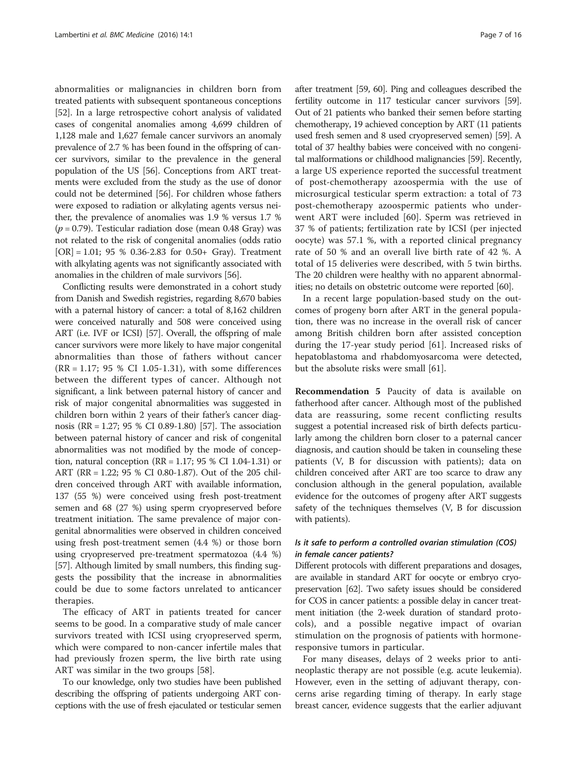abnormalities or malignancies in children born from treated patients with subsequent spontaneous conceptions [52]. In a large retrospective cohort analysis of validated cases of congenital anomalies among 4,699 children of 1,128 male and 1,627 female cancer survivors an anomaly prevalence of 2.7 % has been found in the offspring of cancer survivors, similar to the prevalence in the general population of the US [56]. Conceptions from ART treatments were excluded from the study as the use of donor could not be determined [56]. For children whose fathers were exposed to radiation or alkylating agents versus neither, the prevalence of anomalies was 1.9 % versus 1.7 % ($p = 0.79$). Testicular radiation dose (mean 0.48 Gray) was not related to the risk of congenital anomalies (odds ratio [OR] = 1.01; 95 % 0.36-2.83 for 0.50+ Gray). Treatment with alkylating agents was not significantly associated with anomalies in the children of male survivors [56].

Conflicting results were demonstrated in a cohort study from Danish and Swedish registries, regarding 8,670 babies with a paternal history of cancer: a total of 8,162 children were conceived naturally and 508 were conceived using ART (i.e. IVF or ICSI) [57]. Overall, the offspring of male cancer survivors were more likely to have major congenital abnormalities than those of fathers without cancer (RR = 1.17; 95 % CI 1.05-1.31), with some differences between the different types of cancer. Although not significant, a link between paternal history of cancer and risk of major congenital abnormalities was suggested in children born within 2 years of their father's cancer diagnosis (RR = 1.27; 95 % CI 0.89-1.80) [57]. The association between paternal history of cancer and risk of congenital abnormalities was not modified by the mode of conception, natural conception (RR = 1.17; 95 % CI 1.04-1.31) or ART (RR = 1.22; 95 % CI 0.80-1.87). Out of the 205 children conceived through ART with available information, 137 (55 %) were conceived using fresh post-treatment semen and 68 (27 %) using sperm cryopreserved before treatment initiation. The same prevalence of major congenital abnormalities were observed in children conceived using fresh post-treatment semen (4.4 %) or those born using cryopreserved pre-treatment spermatozoa (4.4 %) [57]. Although limited by small numbers, this finding suggests the possibility that the increase in abnormalities could be due to some factors unrelated to anticancer therapies.

The efficacy of ART in patients treated for cancer seems to be good. In a comparative study of male cancer survivors treated with ICSI using cryopreserved sperm, which were compared to non-cancer infertile males that had previously frozen sperm, the live birth rate using ART was similar in the two groups [58].

To our knowledge, only two studies have been published describing the offspring of patients undergoing ART conceptions with the use of fresh ejaculated or testicular semen after treatment [59, 60]. Ping and colleagues described the fertility outcome in 117 testicular cancer survivors [59]. Out of 21 patients who banked their semen before starting chemotherapy, 19 achieved conception by ART (11 patients used fresh semen and 8 used cryopreserved semen) [59]. A total of 37 healthy babies were conceived with no congenital malformations or childhood malignancies [59]. Recently, a large US experience reported the successful treatment of post-chemotherapy azoospermia with the use of microsurgical testicular sperm extraction: a total of 73 post-chemotherapy azoospermic patients who underwent ART were included [60]. Sperm was retrieved in 37 % of patients; fertilization rate by ICSI (per injected oocyte) was 57.1 %, with a reported clinical pregnancy rate of 50 % and an overall live birth rate of 42 %. A total of 15 deliveries were described, with 5 twin births. The 20 children were healthy with no apparent abnormalities; no details on obstetric outcome were reported [60].

In a recent large population-based study on the outcomes of progeny born after ART in the general population, there was no increase in the overall risk of cancer among British children born after assisted conception during the 17-year study period [61]. Increased risks of hepatoblastoma and rhabdomyosarcoma were detected, but the absolute risks were small [61].

**Recommendation 5** Paucity of data is available on fatherhood after cancer. Although most of the published data are reassuring, some recent conflicting results suggest a potential increased risk of birth defects particularly among the children born closer to a paternal cancer diagnosis, and caution should be taken in counseling these patients (V, B for discussion with patients); data on children conceived after ART are too scarce to draw any conclusion although in the general population, available evidence for the outcomes of progeny after ART suggests safety of the techniques themselves (V, B for discussion with patients).

### *Is it safe to perform a controlled ovarian stimulation (COS) in female cancer patients?*

Different protocols with different preparations and dosages, are available in standard ART for oocyte or embryo cryopreservation [62]. Two safety issues should be considered for COS in cancer patients: a possible delay in cancer treatment initiation (the 2-week duration of standard protocols), and a possible negative impact of ovarian stimulation on the prognosis of patients with hormone-responsive tumors in particular.

For many diseases, delays of 2 weeks prior to antineoplastic therapy are not possible (e.g. acute leukemia). However, even in the setting of adjuvant therapy, concerns arise regarding timing of therapy. In early stage breast cancer, evidence suggests that the earlier adjuvant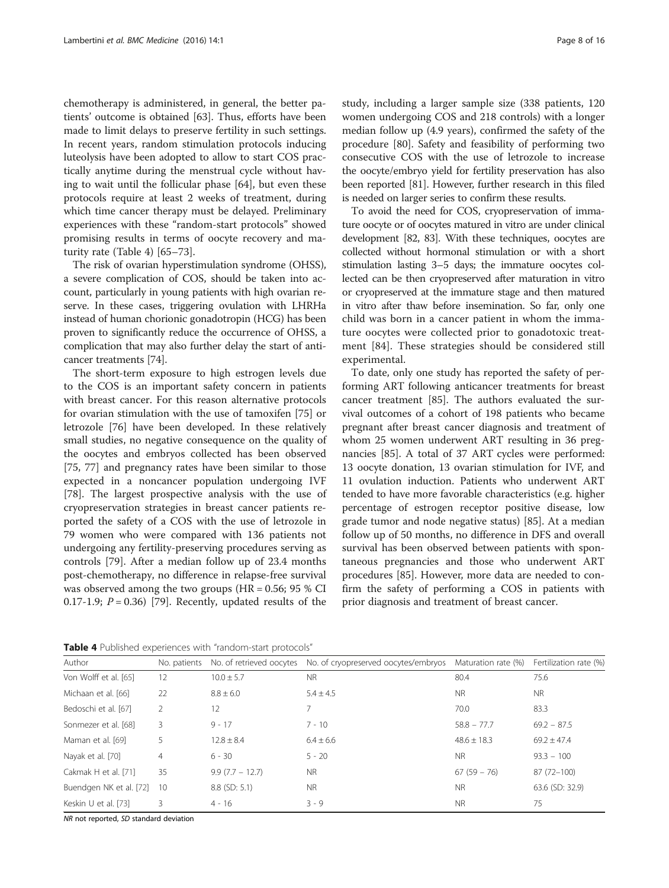chemotherapy is administered, in general, the better patients' outcome is obtained [63]. Thus, efforts have been made to limit delays to preserve fertility in such settings. In recent years, random stimulation protocols inducing luteolysis have been adopted to allow to start COS practically anytime during the menstrual cycle without having to wait until the follicular phase [64], but even these protocols require at least 2 weeks of treatment, during which time cancer therapy must be delayed. Preliminary experiences with these "random-start protocols" showed promising results in terms of oocyte recovery and maturity rate (Table 4) [65–73].

The risk of ovarian hyperstimulation syndrome (OHSS), a severe complication of COS, should be taken into account, particularly in young patients with high ovarian reserve. In these cases, triggering ovulation with LHRHa instead of human chorionic gonadotropin (HCG) has been proven to significantly reduce the occurrence of OHSS, a complication that may also further delay the start of anticancer treatments [74].

The short-term exposure to high estrogen levels due to the COS is an important safety concern in patients with breast cancer. For this reason alternative protocols for ovarian stimulation with the use of tamoxifen [75] or letrozole [76] have been developed. In these relatively small studies, no negative consequence on the quality of the oocytes and embryos collected has been observed [75, 77] and pregnancy rates have been similar to those expected in a noncancer population undergoing IVF [78]. The largest prospective analysis with the use of cryopreservation strategies in breast cancer patients reported the safety of a COS with the use of letrozole in 79 women who were compared with 136 patients not undergoing any fertility-preserving procedures serving as controls [79]. After a median follow up of 23.4 months post-chemotherapy, no difference in relapse-free survival was observed among the two groups (HR = 0.56; 95 % CI 0.17-1.9; $P = 0.36$) [79]. Recently, updated results of the study, including a larger sample size (338 patients, 120 women undergoing COS and 218 controls) with a longer median follow up (4.9 years), confirmed the safety of the procedure [80]. Safety and feasibility of performing two consecutive COS with the use of letrozole to increase the oocyte/embryo yield for fertility preservation has also been reported [81]. However, further research in this filed is needed on larger series to confirm these results.

To avoid the need for COS, cryopreservation of immature oocyte or of oocytes matured in vitro are under clinical development [82, 83]. With these techniques, oocytes are collected without hormonal stimulation or with a short stimulation lasting 3–5 days; the immature oocytes collected can be then cryopreserved after maturation in vitro or cryopreserved at the immature stage and then matured in vitro after thaw before insemination. So far, only one child was born in a cancer patient in whom the immature oocytes were collected prior to gonadotoxic treatment [84]. These strategies should be considered still experimental.

To date, only one study has reported the safety of performing ART following anticancer treatments for breast cancer treatment [85]. The authors evaluated the survival outcomes of a cohort of 198 patients who became pregnant after breast cancer diagnosis and treatment of whom 25 women underwent ART resulting in 36 pregnancies [85]. A total of 37 ART cycles were performed: 13 oocyte donation, 13 ovarian stimulation for IVF, and 11 ovulation induction. Patients who underwent ART tended to have more favorable characteristics (e.g. higher percentage of estrogen receptor positive disease, low grade tumor and node negative status) [85]. At a median follow up of 50 months, no difference in DFS and overall survival has been observed between patients with spontaneous pregnancies and those who underwent ART procedures [85]. However, more data are needed to confirm the safety of performing a COS in patients with prior diagnosis and treatment of breast cancer.

**Table 4** Published experiences with "random-start protocols"

| Author | No. patients | No. of retrieved oocytes | No. of cryopreserved oocytes/embryos | Maturation rate (%) | Fertilization rate (%) |
|---|---|---|---|---|---|
| Von Wolff et al. [65] | 12 | 10.0 ± 5.7 | NR | 80.4 | 75.6 |
| Michaan et al. [66] | 22 | 8.8 ± 6.0 | 5.4 ± 4.5 | NR | NR |
| Bedoschi et al. [67] | 2 | 12 | 7 | 70.0 | 83.3 |
| Sonmezer et al. [68] | 3 | 9 - 17 | 7 - 10 | 58.8 – 77.7 | 69.2 – 87.5 |
| Maman et al. [69] | 5 | 12.8 ± 8.4 | 6.4 ± 6.6 | 48.6 ± 18.3 | 69.2 ± 47.4 |
| Nayak et al. [70] | 4 | 6 - 30 | 5 - 20 | NR | 93.3 – 100 |
| Cakmak H et al. [71] | 35 | 9.9 (7.7 – 12.7) | NR | 67 (59 – 76) | 87 (72–100) |
| Buendgen NK et al. [72] | 10 | 8.8 (SD: 5.1) | NR | NR | 63.6 (SD: 32.9) |
| Keskin U et al. [73] | 3 | 4 - 16 | 3 - 9 | NR | 75 |

*NR* not reported, *SD* standard deviation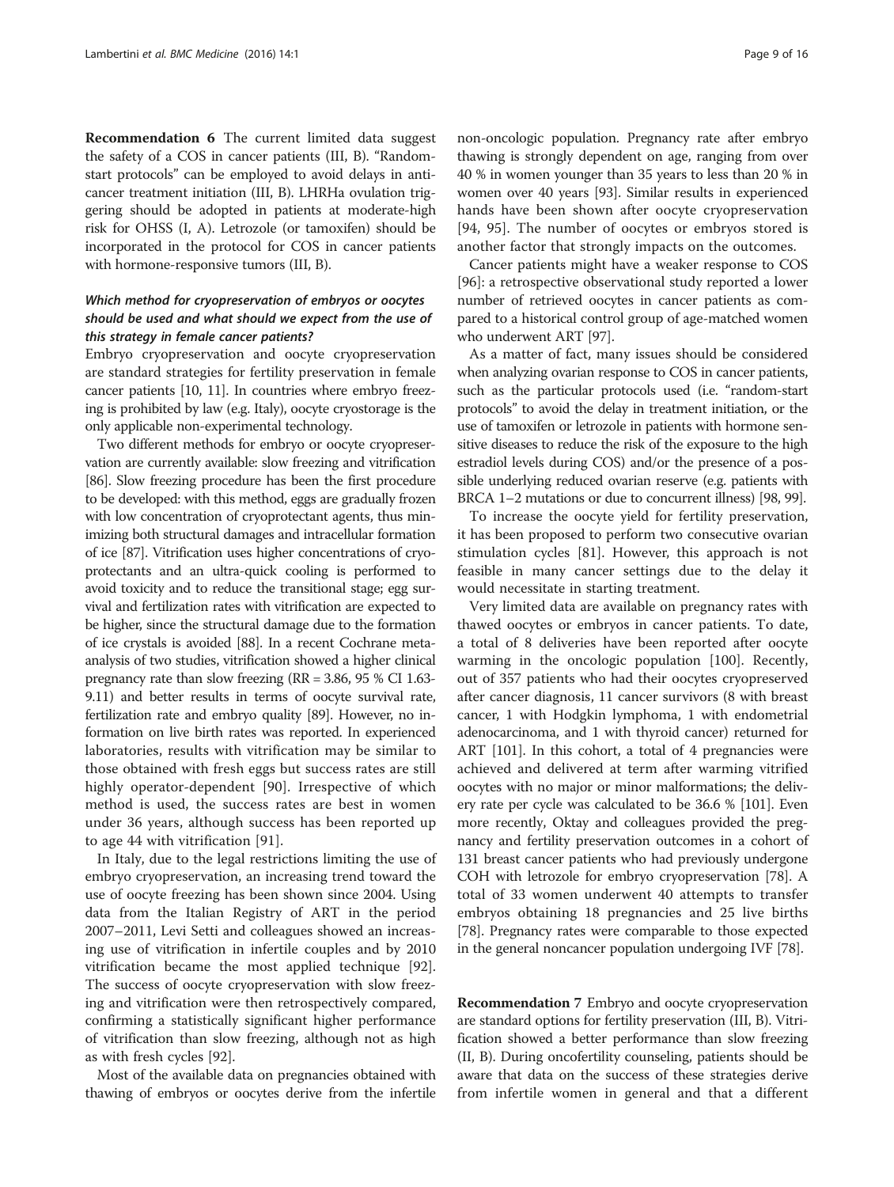**Recommendation 6** The current limited data suggest the safety of a COS in cancer patients (III, B). "Random-start protocols" can be employed to avoid delays in anticancer treatment initiation (III, B). LHRHa ovulation triggering should be adopted in patients at moderate-high risk for OHSS (I, A). Letrozole (or tamoxifen) should be incorporated in the protocol for COS in cancer patients with hormone-responsive tumors (III, B).

### *Which method for cryopreservation of embryos or oocytes should be used and what should we expect from the use of this strategy in female cancer patients?*

Embryo cryopreservation and oocyte cryopreservation are standard strategies for fertility preservation in female cancer patients [10, 11]. In countries where embryo freezing is prohibited by law (e.g. Italy), oocyte cryostorage is the only applicable non-experimental technology.

Two different methods for embryo or oocyte cryopreservation are currently available: slow freezing and vitrification [86]. Slow freezing procedure has been the first procedure to be developed: with this method, eggs are gradually frozen with low concentration of cryoprotectant agents, thus minimizing both structural damages and intracellular formation of ice [87]. Vitrification uses higher concentrations of cryoprotectants and an ultra-quick cooling is performed to avoid toxicity and to reduce the transitional stage; egg survival and fertilization rates with vitrification are expected to be higher, since the structural damage due to the formation of ice crystals is avoided [88]. In a recent Cochrane meta-analysis of two studies, vitrification showed a higher clinical pregnancy rate than slow freezing (RR = 3.86, 95 % CI 1.63-9.11) and better results in terms of oocyte survival rate, fertilization rate and embryo quality [89]. However, no information on live birth rates was reported. In experienced laboratories, results with vitrification may be similar to those obtained with fresh eggs but success rates are still highly operator-dependent [90]. Irrespective of which method is used, the success rates are best in women under 36 years, although success has been reported up to age 44 with vitrification [91].

In Italy, due to the legal restrictions limiting the use of embryo cryopreservation, an increasing trend toward the use of oocyte freezing has been shown since 2004. Using data from the Italian Registry of ART in the period 2007–2011, Levi Setti and colleagues showed an increasing use of vitrification in infertile couples and by 2010 vitrification became the most applied technique [92]. The success of oocyte cryopreservation with slow freezing and vitrification were then retrospectively compared, confirming a statistically significant higher performance of vitrification than slow freezing, although not as high as with fresh cycles [92].

Most of the available data on pregnancies obtained with thawing of embryos or oocytes derive from the infertile non-oncologic population. Pregnancy rate after embryo thawing is strongly dependent on age, ranging from over 40 % in women younger than 35 years to less than 20 % in women over 40 years [93]. Similar results in experienced hands have been shown after oocyte cryopreservation [94, 95]. The number of oocytes or embryos stored is another factor that strongly impacts on the outcomes.

Cancer patients might have a weaker response to COS [96]: a retrospective observational study reported a lower number of retrieved oocytes in cancer patients as compared to a historical control group of age-matched women who underwent ART [97].

As a matter of fact, many issues should be considered when analyzing ovarian response to COS in cancer patients, such as the particular protocols used (i.e. "random-start protocols" to avoid the delay in treatment initiation, or the use of tamoxifen or letrozole in patients with hormone sensitive diseases to reduce the risk of the exposure to the high estradiol levels during COS) and/or the presence of a possible underlying reduced ovarian reserve (e.g. patients with BRCA 1–2 mutations or due to concurrent illness) [98, 99].

To increase the oocyte yield for fertility preservation, it has been proposed to perform two consecutive ovarian stimulation cycles [81]. However, this approach is not feasible in many cancer settings due to the delay it would necessitate in starting treatment.

Very limited data are available on pregnancy rates with thawed oocytes or embryos in cancer patients. To date, a total of 8 deliveries have been reported after oocyte warming in the oncologic population [100]. Recently, out of 357 patients who had their oocytes cryopreserved after cancer diagnosis, 11 cancer survivors (8 with breast cancer, 1 with Hodgkin lymphoma, 1 with endometrial adenocarcinoma, and 1 with thyroid cancer) returned for ART [101]. In this cohort, a total of 4 pregnancies were achieved and delivered at term after warming vitrified oocytes with no major or minor malformations; the delivery rate per cycle was calculated to be 36.6 % [101]. Even more recently, Oktay and colleagues provided the pregnancy and fertility preservation outcomes in a cohort of 131 breast cancer patients who had previously undergone COH with letrozole for embryo cryopreservation [78]. A total of 33 women underwent 40 attempts to transfer embryos obtaining 18 pregnancies and 25 live births [78]. Pregnancy rates were comparable to those expected in the general noncancer population undergoing IVF [78].

**Recommendation 7** Embryo and oocyte cryopreservation are standard options for fertility preservation (III, B). Vitrification showed a better performance than slow freezing (II, B). During oncofertility counseling, patients should be aware that data on the success of these strategies derive from infertile women in general and that a different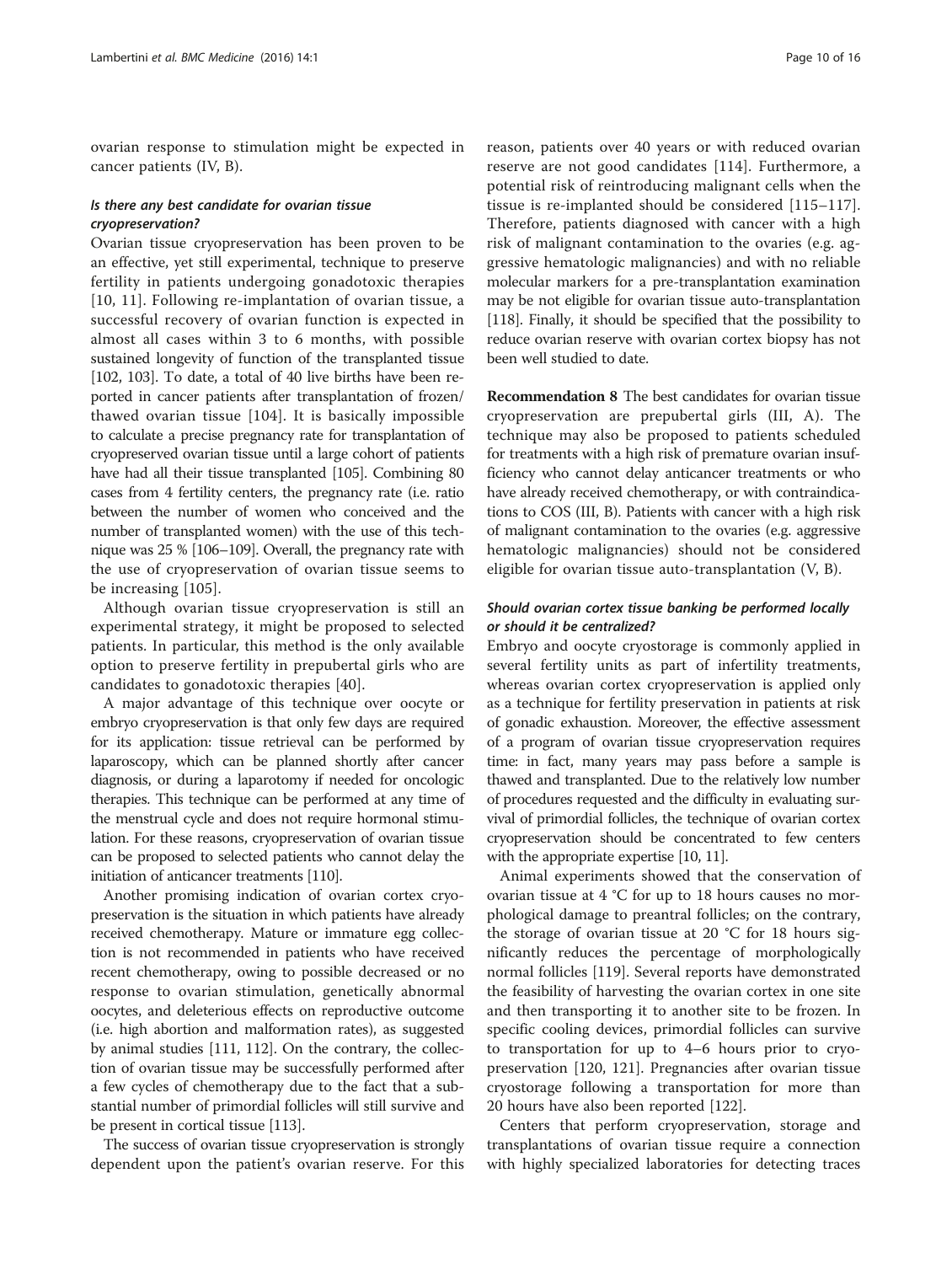ovarian response to stimulation might be expected in cancer patients (IV, B).

#### *Is there any best candidate for ovarian tissue cryopreservation?*

Ovarian tissue cryopreservation has been proven to be an effective, yet still experimental, technique to preserve fertility in patients undergoing gonadotoxic therapies [10, 11]. Following re-implantation of ovarian tissue, a successful recovery of ovarian function is expected in almost all cases within 3 to 6 months, with possible sustained longevity of function of the transplanted tissue [102, 103]. To date, a total of 40 live births have been reported in cancer patients after transplantation of frozen/thawed ovarian tissue [104]. It is basically impossible to calculate a precise pregnancy rate for transplantation of cryopreserved ovarian tissue until a large cohort of patients have had all their tissue transplanted [105]. Combining 80 cases from 4 fertility centers, the pregnancy rate (i.e. ratio between the number of women who conceived and the number of transplanted women) with the use of this technique was 25 % [106–109]. Overall, the pregnancy rate with the use of cryopreservation of ovarian tissue seems to be increasing [105].

Although ovarian tissue cryopreservation is still an experimental strategy, it might be proposed to selected patients. In particular, this method is the only available option to preserve fertility in prepubertal girls who are candidates to gonadotoxic therapies [40].

A major advantage of this technique over oocyte or embryo cryopreservation is that only few days are required for its application: tissue retrieval can be performed by laparoscopy, which can be planned shortly after cancer diagnosis, or during a laparotomy if needed for oncologic therapies. This technique can be performed at any time of the menstrual cycle and does not require hormonal stimulation. For these reasons, cryopreservation of ovarian tissue can be proposed to selected patients who cannot delay the initiation of anticancer treatments [110].

Another promising indication of ovarian cortex cryopreservation is the situation in which patients have already received chemotherapy. Mature or immature egg collection is not recommended in patients who have received recent chemotherapy, owing to possible decreased or no response to ovarian stimulation, genetically abnormal oocytes, and deleterious effects on reproductive outcome (i.e. high abortion and malformation rates), as suggested by animal studies [111, 112]. On the contrary, the collection of ovarian tissue may be successfully performed after a few cycles of chemotherapy due to the fact that a substantial number of primordial follicles will still survive and be present in cortical tissue [113].

The success of ovarian tissue cryopreservation is strongly dependent upon the patient's ovarian reserve. For this reason, patients over 40 years or with reduced ovarian reserve are not good candidates [114]. Furthermore, a potential risk of reintroducing malignant cells when the tissue is re-implanted should be considered [115–117]. Therefore, patients diagnosed with cancer with a high risk of malignant contamination to the ovaries (e.g. aggressive hematologic malignancies) and with no reliable molecular markers for a pre-transplantation examination may be not eligible for ovarian tissue auto-transplantation [118]. Finally, it should be specified that the possibility to reduce ovarian reserve with ovarian cortex biopsy has not been well studied to date.

**Recommendation 8** The best candidates for ovarian tissue cryopreservation are prepubertal girls (III, A). The technique may also be proposed to patients scheduled for treatments with a high risk of premature ovarian insufficiency who cannot delay anticancer treatments or who have already received chemotherapy, or with contraindications to COS (III, B). Patients with cancer with a high risk of malignant contamination to the ovaries (e.g. aggressive hematologic malignancies) should not be considered eligible for ovarian tissue auto-transplantation (V, B).

#### *Should ovarian cortex tissue banking be performed locally or should it be centralized?*

Embryo and oocyte cryostorage is commonly applied in several fertility units as part of infertility treatments, whereas ovarian cortex cryopreservation is applied only as a technique for fertility preservation in patients at risk of gonadic exhaustion. Moreover, the effective assessment of a program of ovarian tissue cryopreservation requires time: in fact, many years may pass before a sample is thawed and transplanted. Due to the relatively low number of procedures requested and the difficulty in evaluating survival of primordial follicles, the technique of ovarian cortex cryopreservation should be concentrated to few centers with the appropriate expertise [10, 11].

Animal experiments showed that the conservation of ovarian tissue at 4 °C for up to 18 hours causes no morphological damage to preantral follicles; on the contrary, the storage of ovarian tissue at 20 °C for 18 hours significantly reduces the percentage of morphologically normal follicles [119]. Several reports have demonstrated the feasibility of harvesting the ovarian cortex in one site and then transporting it to another site to be frozen. In specific cooling devices, primordial follicles can survive to transportation for up to 4–6 hours prior to cryopreservation [120, 121]. Pregnancies after ovarian tissue cryostorage following a transportation for more than 20 hours have also been reported [122].

Centers that perform cryopreservation, storage and transplantations of ovarian tissue require a connection with highly specialized laboratories for detecting traces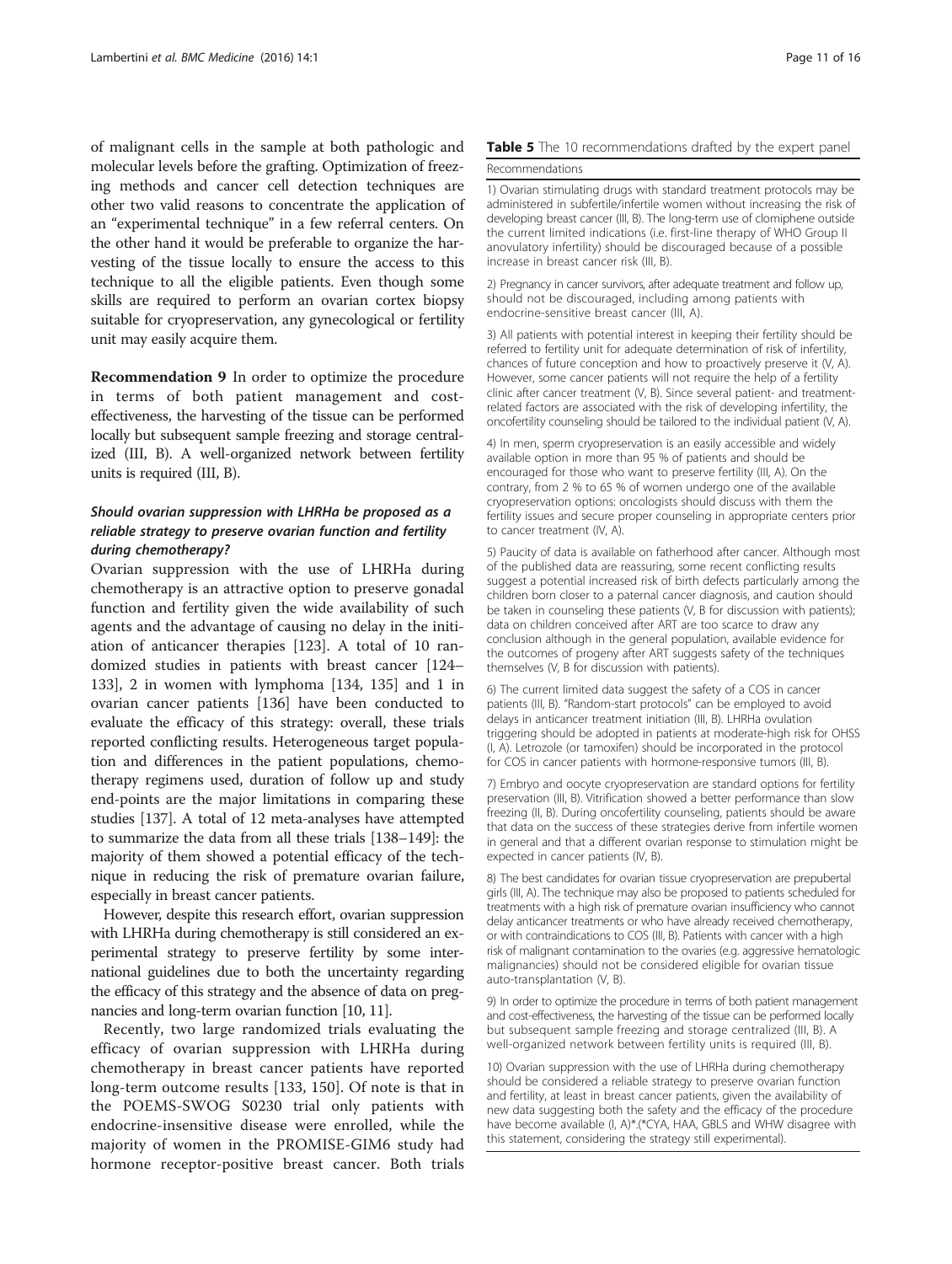of malignant cells in the sample at both pathologic and molecular levels before the grafting. Optimization of freezing methods and cancer cell detection techniques are other two valid reasons to concentrate the application of an "experimental technique" in a few referral centers. On the other hand it would be preferable to organize the harvesting of the tissue locally to ensure the access to this technique to all the eligible patients. Even though some skills are required to perform an ovarian cortex biopsy suitable for cryopreservation, any gynecological or fertility unit may easily acquire them.

**Recommendation 9** In order to optimize the procedure in terms of both patient management and cost-effectiveness, the harvesting of the tissue can be performed locally but subsequent sample freezing and storage centralized (III, B). A well-organized network between fertility units is required (III, B).

### *Should ovarian suppression with LHRHa be proposed as a reliable strategy to preserve ovarian function and fertility during chemotherapy?*

Ovarian suppression with the use of LHRHa during chemotherapy is an attractive option to preserve gonadal function and fertility given the wide availability of such agents and the advantage of causing no delay in the initiation of anticancer therapies [123]. A total of 10 randomized studies in patients with breast cancer [124–133], 2 in women with lymphoma [134, 135] and 1 in ovarian cancer patients [136] have been conducted to evaluate the efficacy of this strategy: overall, these trials reported conflicting results. Heterogeneous target population and differences in the patient populations, chemotherapy regimens used, duration of follow up and study end-points are the major limitations in comparing these studies [137]. A total of 12 meta-analyses have attempted to summarize the data from all these trials [138–149]: the majority of them showed a potential efficacy of the technique in reducing the risk of premature ovarian failure, especially in breast cancer patients.

However, despite this research effort, ovarian suppression with LHRHa during chemotherapy is still considered an experimental strategy to preserve fertility by some international guidelines due to both the uncertainty regarding the efficacy of this strategy and the absence of data on pregnancies and long-term ovarian function [10, 11].

Recently, two large randomized trials evaluating the efficacy of ovarian suppression with LHRHa during chemotherapy in breast cancer patients have reported long-term outcome results [133, 150]. Of note is that in the POEMS-SWOG S0230 trial only patients with endocrine-insensitive disease were enrolled, while the majority of women in the PROMISE-GIM6 study had hormone receptor-positive breast cancer. Both trials

**Table 5** The 10 recommendations drafted by the expert panel

| Recommendations |
|---|
| 1) Ovarian stimulating drugs with standard treatment protocols may be administered in subfertile/infertile women without increasing the risk of developing breast cancer (III, B). The long-term use of clomiphene outside the current limited indications (i.e. first-line therapy of WHO Group II anovulatory infertility) should be discouraged because of a possible increase in breast cancer risk (III, B). |
| 2) Pregnancy in cancer survivors, after adequate treatment and follow up, should not be discouraged, including among patients with endocrine-sensitive breast cancer (III, A). |
| 3) All patients with potential interest in keeping their fertility should be referred to fertility unit for adequate determination of risk of infertility, chances of future conception and how to proactively preserve it (V, A). However, some cancer patients will not require the help of a fertility clinic after cancer treatment (V, B). Since several patient- and treatment-related factors are associated with the risk of developing infertility, the oncofertility counseling should be tailored to the individual patient (V, A). |
| 4) In men, sperm cryopreservation is an easily accessible and widely available option in more than 95 % of patients and should be encouraged for those who want to preserve fertility (III, A). On the contrary, from 2 % to 65 % of women undergo one of the available cryopreservation options: oncologists should discuss with them the fertility issues and secure proper counseling in appropriate centers prior to cancer treatment (IV, A). |
| 5) Paucity of data is available on fatherhood after cancer. Although most of the published data are reassuring, some recent conflicting results suggest a potential increased risk of birth defects particularly among the children born closer to a paternal cancer diagnosis, and caution should be taken in counseling these patients (V, B for discussion with patients); data on children conceived after ART are too scarce to draw any conclusion although in the general population, available evidence for the outcomes of progeny after ART suggests safety of the techniques themselves (V, B for discussion with patients). |
| 6) The current limited data suggest the safety of a COS in cancer patients (III, B). "Random-start protocols" can be employed to avoid delays in anticancer treatment initiation (III, B). LHRHa ovulation triggering should be adopted in patients at moderate-high risk for OHSS (I, A). Letrozole (or tamoxifen) should be incorporated in the protocol for COS in cancer patients with hormone-responsive tumors (III, B). |
| 7) Embryo and oocyte cryopreservation are standard options for fertility preservation (III, B). Vitrification showed a better performance than slow freezing (II, B). During oncofertility counseling, patients should be aware that data on the success of these strategies derive from infertile women in general and that a different ovarian response to stimulation might be expected in cancer patients (IV, B). |
| 8) The best candidates for ovarian tissue cryopreservation are prepubertal girls (III, A). The technique may also be proposed to patients scheduled for treatments with a high risk of premature ovarian insufficiency who cannot delay anticancer treatments or who have already received chemotherapy, or with contraindications to COS (III, B). Patients with cancer with a high risk of malignant contamination to the ovaries (e.g. aggressive hematologic malignancies) should not be considered eligible for ovarian tissue auto-transplantation (V, B). |
| 9) In order to optimize the procedure in terms of both patient management and cost-effectiveness, the harvesting of the tissue can be performed locally but subsequent sample freezing and storage centralized (III, B). A well-organized network between fertility units is required (III, B). |
| 10) Ovarian suppression with the use of LHRHa during chemotherapy should be considered a reliable strategy to preserve ovarian function and fertility, at least in breast cancer patients, given the availability of new data suggesting both the safety and the efficacy of the procedure have become available (I, A)*.(*CYA, HAA, GBLS and WHW disagree with this statement, considering the strategy still experimental). |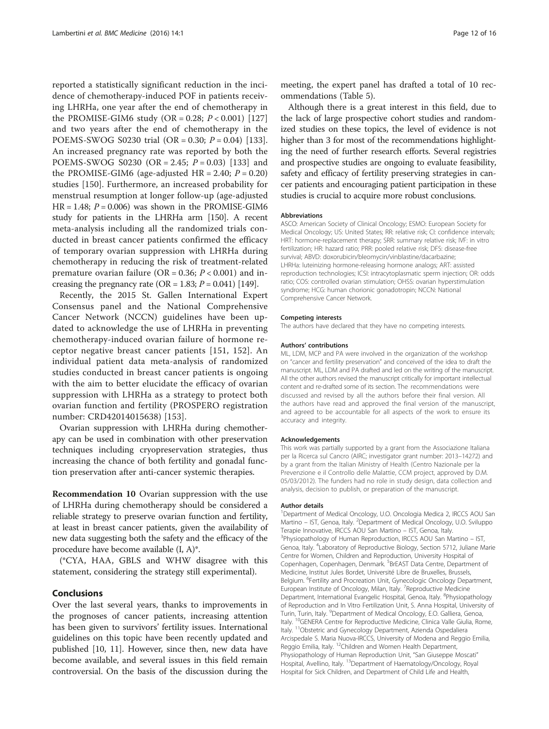reported a statistically significant reduction in the incidence of chemotherapy-induced POF in patients receiving LHRHa, one year after the end of chemotherapy in the PROMISE-GIM6 study (OR = 0.28; $P < 0.001$) [127] and two years after the end of chemotherapy in the POEMS-SWOG S0230 trial (OR = 0.30; $P = 0.04$) [133]. An increased pregnancy rate was reported by both the POEMS-SWOG S0230 (OR = 2.45; $P = 0.03$) [133] and the PROMISE-GIM6 (age-adjusted HR = 2.40; $P = 0.20$) studies [150]. Furthermore, an increased probability for menstrual resumption at longer follow-up (age-adjusted HR = 1.48; $P = 0.006$) was shown in the PROMISE-GIM6 study for patients in the LHRHa arm [150]. A recent meta-analysis including all the randomized trials conducted in breast cancer patients confirmed the efficacy of temporary ovarian suppression with LHRHa during chemotherapy in reducing the risk of treatment-related premature ovarian failure (OR = 0.36; $P < 0.001$) and increasing the pregnancy rate (OR = 1.83; $P = 0.041$) [149].

Recently, the 2015 St. Gallen International Expert Consensus panel and the National Comprehensive Cancer Network (NCCN) guidelines have been updated to acknowledge the use of LHRHa in preventing chemotherapy-induced ovarian failure of hormone receptor negative breast cancer patients [151, 152]. An individual patient data meta-analysis of randomized studies conducted in breast cancer patients is ongoing with the aim to better elucidate the efficacy of ovarian suppression with LHRHa as a strategy to protect both ovarian function and fertility (PROSPERO registration number: CRD42014015638) [153].

Ovarian suppression with LHRHa during chemotherapy can be used in combination with other preservation techniques including cryopreservation strategies, thus increasing the chance of both fertility and gonadal function preservation after anti-cancer systemic therapies.

**Recommendation 10** Ovarian suppression with the use of LHRHa during chemotherapy should be considered a reliable strategy to preserve ovarian function and fertility, at least in breast cancer patients, given the availability of new data suggesting both the safety and the efficacy of the procedure have become available (I, A)*.

(*CYA, HAA, GBLS and WHW disagree with this statement, considering the strategy still experimental).

## Conclusions

Over the last several years, thanks to improvements in the prognoses of cancer patients, increasing attention has been given to survivors' fertility issues. International guidelines on this topic have been recently updated and published [10, 11]. However, since then, new data have become available, and several issues in this field remain controversial. On the basis of the discussion during the meeting, the expert panel has drafted a total of 10 recommendations (Table 5).

Although there is a great interest in this field, due to the lack of large prospective cohort studies and randomized studies on these topics, the level of evidence is not higher than 3 for most of the recommendations highlighting the need of further research efforts. Several registries and prospective studies are ongoing to evaluate feasibility, safety and efficacy of fertility preserving strategies in cancer patients and encouraging patient participation in these studies is crucial to acquire more robust conclusions.

#### Abbreviations

ASCO: American Society of Clinical Oncology; ESMO: European Society for Medical Oncology; US: United States; RR: relative risk; CI: confidence intervals; HRT: hormone-replacement therapy; SRR: summary relative risk; IVF: in vitro fertilization; HR: hazard ratio; PRR: pooled relative risk; DFS: disease-free survival; ABVD: doxorubicin/bleomycin/vinblastine/dacarbazine; LHRHa: luteinizing hormone-releasing hormone analogs; ART: assisted reproduction technologies; ICSI: intracytoplasmatic sperm injection; OR: odds ratio; COS: controlled ovarian stimulation; OHSS: ovarian hyperstimulation syndrome; HCG: human chorionic gonadotropin; NCCN: National Comprehensive Cancer Network.

#### Competing interests

The authors have declared that they have no competing interests.

#### Authors' contributions

ML, LDM, MCP and PA were involved in the organization of the workshop on "cancer and fertility preservation" and conceived of the idea to draft the manuscript. ML, LDM and PA drafted and led on the writing of the manuscript. All the other authors revised the manuscript critically for important intellectual content and re-drafted some of its section. The recommendations were discussed and revised by all the authors before their final version. All the authors have read and approved the final version of the manuscript, and agreed to be accountable for all aspects of the work to ensure its accuracy and integrity.

#### Acknowledgements

This work was partially supported by a grant from the Associazione Italiana per la Ricerca sul Cancro (AIRC; investigator grant number: 2013–14272) and by a grant from the Italian Ministry of Health (Centro Nazionale per la Prevenzione e il Controllo delle Malattie, CCM project, approved by D.M. 05/03/2012). The funders had no role in study design, data collection and analysis, decision to publish, or preparation of the manuscript.

#### Author details

[1]Department of Medical Oncology, U.O. Oncologia Medica 2, IRCCS AOU San Martino – IST, Genoa, Italy. [2]Department of Medical Oncology, U.O. Sviluppo Terapie Innovative, IRCCS AOU San Martino – IST, Genoa, Italy. [3]Physiopathology of Human Reproduction, IRCCS AOU San Martino – IST, Genoa, Italy. [4]Laboratory of Reproductive Biology, Section 5712, Juliane Marie Centre for Women, Children and Reproduction, University Hospital of Copenhagen, Copenhagen, Denmark. [5]BrEAST Data Centre, Department of Medicine, Institut Jules Bordet, Université Libre de Bruxelles, Brussels, Belgium. [6]Fertility and Procreation Unit, Gynecologic Oncology Department, European Institute of Oncology, Milan, Italy. [7]Reproductive Medicine Department, International Evangelic Hospital, Genoa, Italy. [8]Physiopathology of Reproduction and In Vitro Fertilization Unit, S. Anna Hospital, University of Turin, Turin, Italy. [9]Department of Medical Oncology, E.O. Galliera, Genoa, Italy. [10]GENERA Centre for Reproductive Medicine, Clinica Valle Giulia, Rome, Italy. [11]Obstetric and Gynecology Department, Azienda Ospedaliera Arcispedale S. Maria Nuova-IRCCS, University of Modena and Reggio Emilia, Reggio Emilia, Italy. [12]Children and Women Health Department, Physiopathology of Human Reproduction Unit, "San Giuseppe Moscati" Hospital, Avellino, Italy. [13]Department of Haematology/Oncology, Royal Hospital for Sick Children, and Department of Child Life and Health,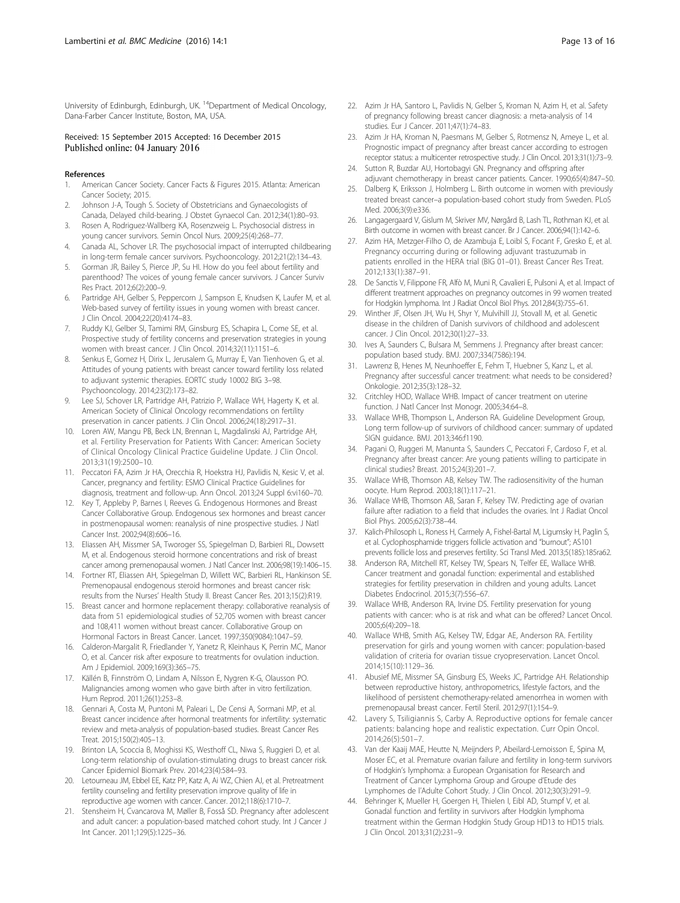University of Edinburgh, Edinburgh, UK. [14]Department of Medical Oncology, Dana-Farber Cancer Institute, Boston, MA, USA.

Received: 15 September 2015 Accepted: 16 December 2015
Published online: 04 January 2016

## References

1. American Cancer Society. Cancer Facts & Figures 2015. Atlanta: American Cancer Society; 2015.
2. Johnson J-A, Tough S. Society of Obstetricians and Gynaecologists of Canada, Delayed child-bearing. J Obstet Gynaecol Can. 2012;34(1):80–93.
3. Rosen A, Rodriguez-Wallberg KA, Rosenzweig L. Psychosocial distress in young cancer survivors. Semin Oncol Nurs. 2009;25(4):268–77.
4. Canada AL, Schover LR. The psychosocial impact of interrupted childbearing in long-term female cancer survivors. Psychooncology. 2012;21(2):134–43.
5. Gorman JR, Bailey S, Pierce JP, Su HI. How do you feel about fertility and parenthood? The voices of young female cancer survivors. J Cancer Surviv Res Pract. 2012;6(2):200–9.
6. Partridge AH, Gelber S, Peppercorn J, Sampson E, Knudsen K, Laufer M, et al. Web-based survey of fertility issues in young women with breast cancer. J Clin Oncol. 2004;22(20):4174–83.
7. Ruddy KJ, Gelber SI, Tamimi RM, Ginsburg ES, Schapira L, Come SE, et al. Prospective study of fertility concerns and preservation strategies in young women with breast cancer. J Clin Oncol. 2014;32(11):1151–6.
8. Senkus E, Gomez H, Dirix L, Jerusalem G, Murray E, Van Tienhoven G, et al. Attitudes of young patients with breast cancer toward fertility loss related to adjuvant systemic therapies. EORTC study 10002 BIG 3–98. Psychooncology. 2014;23(2):173–82.
9. Lee SJ, Schover LR, Partridge AH, Patrizio P, Wallace WH, Hagerty K, et al. American Society of Clinical Oncology recommendations on fertility preservation in cancer patients. J Clin Oncol. 2006;24(18):2917–31.
10. Loren AW, Mangu PB, Beck LN, Brennan L, Magdalinski AJ, Partridge AH, et al. Fertility Preservation for Patients With Cancer: American Society of Clinical Oncology Clinical Practice Guideline Update. J Clin Oncol. 2013;31(19):2500–10.
11. Peccatori FA, Azim Jr HA, Orecchia R, Hoekstra HJ, Pavlidis N, Kesic V, et al. Cancer, pregnancy and fertility: ESMO Clinical Practice Guidelines for diagnosis, treatment and follow-up. Ann Oncol. 2013;24 Suppl 6:vi160–70.
12. Key T, Appleby P, Barnes I, Reeves G. Endogenous Hormones and Breast Cancer Collaborative Group. Endogenous sex hormones and breast cancer in postmenopausal women: reanalysis of nine prospective studies. J Natl Cancer Inst. 2002;94(8):606–16.
13. Eliassen AH, Missmer SA, Tworoger SS, Spiegelman D, Barbieri RL, Dowsett M, et al. Endogenous steroid hormone concentrations and risk of breast cancer among premenopausal women. J Natl Cancer Inst. 2006;98(19):1406–15.
14. Fortner RT, Eliassen AH, Spiegelman D, Willett WC, Barbieri RL, Hankinson SE. Premenopausal endogenous steroid hormones and breast cancer risk: results from the Nurses' Health Study II. Breast Cancer Res. 2013;15(2):R19.
15. Breast cancer and hormone replacement therapy: collaborative reanalysis of data from 51 epidemiological studies of 52,705 women with breast cancer and 108,411 women without breast cancer. Collaborative Group on Hormonal Factors in Breast Cancer. Lancet. 1997;350(9084):1047–59.
16. Calderon-Margalit R, Friedlander Y, Yanetz R, Kleinhaus K, Perrin MC, Manor O, et al. Cancer risk after exposure to treatments for ovulation induction. Am J Epidemiol. 2009;169(3):365–75.
17. Källén B, Finnström O, Lindam A, Nilsson E, Nygren K-G, Olausson PO. Malignancies among women who gave birth after in vitro fertilization. Hum Reprod. 2011;26(1):253–8.
18. Gennari A, Costa M, Puntoni M, Paleari L, De Censi A, Sormani MP, et al. Breast cancer incidence after hormonal treatments for infertility: systematic review and meta-analysis of population-based studies. Breast Cancer Res Treat. 2015;150(2):405–13.
19. Brinton LA, Scoccia B, Moghissi KS, Westhoff CL, Niwa S, Ruggieri D, et al. Long-term relationship of ovulation-stimulating drugs to breast cancer risk. Cancer Epidemiol Biomark Prev. 2014;23(4):584–93.
20. Letourneau JM, Ebbel EE, Katz PP, Katz A, Ai WZ, Chien AJ, et al. Pretreatment fertility counseling and fertility preservation improve quality of life in reproductive age women with cancer. Cancer. 2012;118(6):1710–7.
21. Stensheim H, Cvancarova M, Møller B, Fosså SD. Pregnancy after adolescent and adult cancer: a population-based matched cohort study. Int J Cancer J Int Cancer. 2011;129(5):1225–36.
22. Azim Jr HA, Santoro L, Pavlidis N, Gelber S, Kroman N, Azim H, et al. Safety of pregnancy following breast cancer diagnosis: a meta-analysis of 14 studies. Eur J Cancer. 2011;47(1):74–83.
23. Azim Jr HA, Kroman N, Paesmans M, Gelber S, Rotmensz N, Ameye L, et al. Prognostic impact of pregnancy after breast cancer according to estrogen receptor status: a multicenter retrospective study. J Clin Oncol. 2013;31(1):73–9.
24. Sutton R, Buzdar AU, Hortobagyi GN. Pregnancy and offspring after adjuvant chemotherapy in breast cancer patients. Cancer. 1990;65(4):847–50.
25. Dalberg K, Eriksson J, Holmberg L. Birth outcome in women with previously treated breast cancer–a population-based cohort study from Sweden. PLoS Med. 2006;3(9):e336.
26. Langagergaard V, Gislum M, Skriver MV, Nørgård B, Lash TL, Rothman KJ, et al. Birth outcome in women with breast cancer. Br J Cancer. 2006;94(1):142–6.
27. Azim HA, Metzger-Filho O, de Azambuja E, Loibl S, Focant F, Gresko E, et al. Pregnancy occurring during or following adjuvant trastuzumab in patients enrolled in the HERA trial (BIG 01–01). Breast Cancer Res Treat. 2012;133(1):387–91.
28. De Sanctis V, Filippone FR, Alfò M, Muni R, Cavalieri E, Pulsoni A, et al. Impact of different treatment approaches on pregnancy outcomes in 99 women treated for Hodgkin lymphoma. Int J Radiat Oncol Biol Phys. 2012;84(3):755–61.
29. Winther JF, Olsen JH, Wu H, Shyr Y, Mulvihill JJ, Stovall M, et al. Genetic disease in the children of Danish survivors of childhood and adolescent cancer. J Clin Oncol. 2012;30(1):27–33.
30. Ives A, Saunders C, Bulsara M, Semmens J. Pregnancy after breast cancer: population based study. BMJ. 2007;334(7586):194.
31. Lawrenz B, Henes M, Neunhoeffer E, Fehm T, Huebner S, Kanz L, et al. Pregnancy after successful cancer treatment: what needs to be considered? Onkologie. 2012;35(3):128–32.
32. Critchley HOD, Wallace WHB. Impact of cancer treatment on uterine function. J Natl Cancer Inst Monogr. 2005;34:64–8.
33. Wallace WHB, Thompson L, Anderson RA. Guideline Development Group, Long term follow-up of survivors of childhood cancer: summary of updated SIGN guidance. BMJ. 2013;346:f1190.
34. Pagani O, Ruggeri M, Manunta S, Saunders C, Peccatori F, Cardoso F, et al. Pregnancy after breast cancer: Are young patients willing to participate in clinical studies? Breast. 2015;24(3):201–7.
35. Wallace WHB, Thomson AB, Kelsey TW. The radiosensitivity of the human oocyte. Hum Reprod. 2003;18(1):117–21.
36. Wallace WHB, Thomson AB, Saran F, Kelsey TW. Predicting age of ovarian failure after radiation to a field that includes the ovaries. Int J Radiat Oncol Biol Phys. 2005;62(3):738–44.
37. Kalich-Philosoph L, Roness H, Carmely A, Fishel-Bartal M, Ligumsky H, Paglin S, et al. Cyclophosphamide triggers follicle activation and "burnout"; AS101 prevents follicle loss and preserves fertility. Sci Transl Med. 2013;5(185):185ra62.
38. Anderson RA, Mitchell RT, Kelsey TW, Spears N, Telfer EE, Wallace WHB. Cancer treatment and gonadal function: experimental and established strategies for fertility preservation in children and young adults. Lancet Diabetes Endocrinol. 2015;3(7):556–67.
39. Wallace WHB, Anderson RA, Irvine DS. Fertility preservation for young patients with cancer: who is at risk and what can be offered? Lancet Oncol. 2005;6(4):209–18.
40. Wallace WHB, Smith AG, Kelsey TW, Edgar AE, Anderson RA. Fertility preservation for girls and young women with cancer: population-based validation of criteria for ovarian tissue cryopreservation. Lancet Oncol. 2014;15(10):1129–36.
41. Abusief ME, Missmer SA, Ginsburg ES, Weeks JC, Partridge AH. Relationship between reproductive history, anthropometrics, lifestyle factors, and the likelihood of persistent chemotherapy-related amenorrhea in women with premenopausal breast cancer. Fertil Steril. 2012;97(1):154–9.
42. Lavery S, Tsiligiannis S, Carby A. Reproductive options for female cancer patients: balancing hope and realistic expectation. Curr Opin Oncol. 2014;26(5):501–7.
43. Van der Kaaij MAE, Heutte N, Meijnders P, Abeilard-Lemoisson E, Spina M, Moser EC, et al. Premature ovarian failure and fertility in long-term survivors of Hodgkin's lymphoma: a European Organisation for Research and Treatment of Cancer Lymphoma Group and Groupe d'Etude des Lymphomes de l'Adulte Cohort Study. J Clin Oncol. 2012;30(3):291–9.
44. Behringer K, Mueller H, Goergen H, Thielen I, Eibl AD, Stumpf V, et al. Gonadal function and fertility in survivors after Hodgkin lymphoma treatment within the German Hodgkin Study Group HD13 to HD15 trials. J Clin Oncol. 2013;31(2):231–9.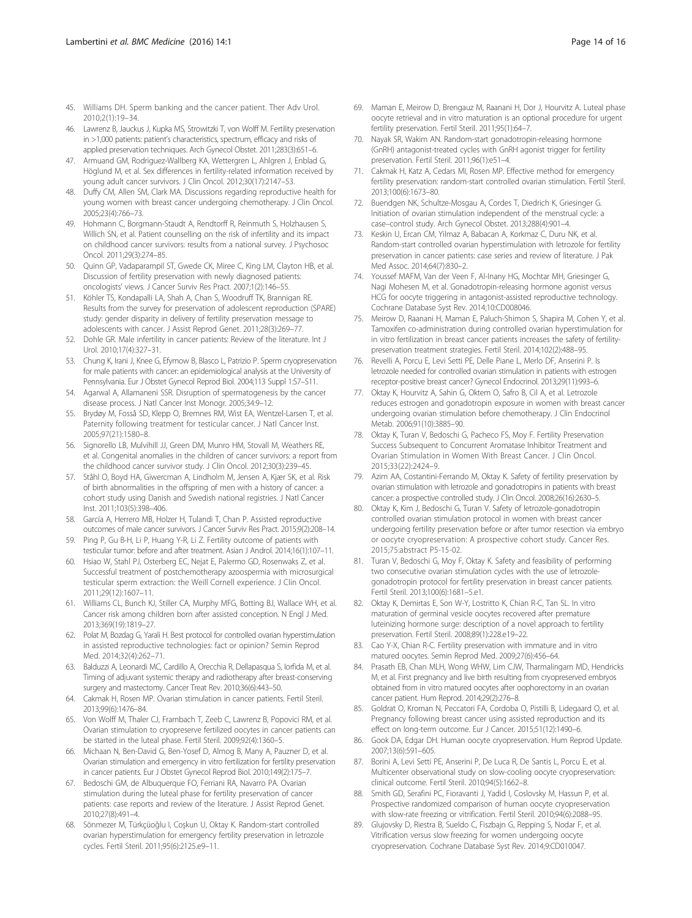45. Williams DH. Sperm banking and the cancer patient. Ther Adv Urol. 2010;2(1):19–34.
46. Lawrenz B, Jauckus J, Kupka MS, Strowitzki T, von Wolff M. Fertility preservation in >1,000 patients: patient's characteristics, spectrum, efficacy and risks of applied preservation techniques. Arch Gynecol Obstet. 2011;283(3):651–6.
47. Armuand GM, Rodriguez-Wallberg KA, Wettergren L, Ahlgren J, Enblad G, Höglund M, et al. Sex differences in fertility-related information received by young adult cancer survivors. J Clin Oncol. 2012;30(17):2147–53.
48. Duffy CM, Allen SM, Clark MA. Discussions regarding reproductive health for young women with breast cancer undergoing chemotherapy. J Clin Oncol. 2005;23(4):766–73.
49. Hohmann C, Borgmann-Staudt A, Rendtorff R, Reinmuth S, Holzhausen S, Willich SN, et al. Patient counselling on the risk of infertility and its impact on childhood cancer survivors: results from a national survey. J Psychosoc Oncol. 2011;29(3):274–85.
50. Quinn GP, Vadaparampil ST, Gwede CK, Miree C, King LM, Clayton HB, et al. Discussion of fertility preservation with newly diagnosed patients: oncologists' views. J Cancer Surviv Res Pract. 2007;1(2):146–55.
51. Köhler TS, Kondapalli LA, Shah A, Chan S, Woodruff TK, Brannigan RE. Results from the survey for preservation of adolescent reproduction (SPARE) study: gender disparity in delivery of fertility preservation message to adolescents with cancer. J Assist Reprod Genet. 2011;28(3):269–77.
52. Dohle GR. Male infertility in cancer patients: Review of the literature. Int J Urol. 2010;17(4):327–31.
53. Chung K, Irani J, Knee G, Efymow B, Blasco L, Patrizio P. Sperm cryopreservation for male patients with cancer: an epidemiological analysis at the University of Pennsylvania. Eur J Obstet Gynecol Reprod Biol. 2004;113 Suppl 1:S7–S11.
54. Agarwal A, Allamaneni SSR. Disruption of spermatogenesis by the cancer disease process. J Natl Cancer Inst Monogr. 2005;34:9–12.
55. Brydøy M, Fosså SD, Klepp O, Bremnes RM, Wist EA, Wentzel-Larsen T, et al. Paternity following treatment for testicular cancer. J Natl Cancer Inst. 2005;97(21):1580–8.
56. Signorello LB, Mulvihill JJ, Green DM, Munro HM, Stovall M, Weathers RE, et al. Congenital anomalies in the children of cancer survivors: a report from the childhood cancer survivor study. J Clin Oncol. 2012;30(3):239–45.
57. Ståhl O, Boyd HA, Giwercman A, Lindholm M, Jensen A, Kjær SK, et al. Risk of birth abnormalities in the offspring of men with a history of cancer: a cohort study using Danish and Swedish national registries. J Natl Cancer Inst. 2011;103(5):398–406.
58. García A, Herrero MB, Holzer H, Tulandi T, Chan P. Assisted reproductive outcomes of male cancer survivors. J Cancer Surviv Res Pract. 2015;9(2):208–14.
59. Ping P, Gu B-H, Li P, Huang Y-R, Li Z. Fertility outcome of patients with testicular tumor: before and after treatment. Asian J Androl. 2014;16(1):107–11.
60. Hsiao W, Stahl PJ, Osterberg EC, Nejat E, Palermo GD, Rosenwaks Z, et al. Successful treatment of postchemotherapy azoospermia with microsurgical testicular sperm extraction: the Weill Cornell experience. J Clin Oncol. 2011;29(12):1607–11.
61. Williams CL, Bunch KJ, Stiller CA, Murphy MFG, Botting BJ, Wallace WH, et al. Cancer risk among children born after assisted conception. N Engl J Med. 2013;369(19):1819–27.
62. Polat M, Bozdag G, Yarali H. Best protocol for controlled ovarian hyperstimulation in assisted reproductive technologies: fact or opinion? Semin Reprod Med. 2014;32(4):262–71.
63. Balduzzi A, Leonardi MC, Cardillo A, Orecchia R, Dellapasqua S, Iorfida M, et al. Timing of adjuvant systemic therapy and radiotherapy after breast-conserving surgery and mastectomy. Cancer Treat Rev. 2010;36(6):443–50.
64. Cakmak H, Rosen MP. Ovarian stimulation in cancer patients. Fertil Steril. 2013;99(6):1476–84.
65. Von Wolff M, Thaler CJ, Frambach T, Zeeb C, Lawrenz B, Popovici RM, et al. Ovarian stimulation to cryopreserve fertilized oocytes in cancer patients can be started in the luteal phase. Fertil Steril. 2009;92(4):1360–5.
66. Michaan N, Ben-David G, Ben-Yosef D, Almog B, Many A, Pauzner D, et al. Ovarian stimulation and emergency in vitro fertilization for fertility preservation in cancer patients. Eur J Obstet Gynecol Reprod Biol. 2010;149(2):175–7.
67. Bedoschi GM, de Albuquerque FO, Ferriani RA, Navarro PA. Ovarian stimulation during the luteal phase for fertility preservation of cancer patients: case reports and review of the literature. J Assist Reprod Genet. 2010;27(8):491–4.
68. Sönmezer M, Türkçüoğlu I, Coşkun U, Oktay K. Random-start controlled ovarian hyperstimulation for emergency fertility preservation in letrozole cycles. Fertil Steril. 2011;95(6):2125.e9–11.
69. Maman E, Meirow D, Brengauz M, Raanani H, Dor J, Hourvitz A. Luteal phase oocyte retrieval and in vitro maturation is an optional procedure for urgent fertility preservation. Fertil Steril. 2011;95(1):64–7.
70. Nayak SR, Wakim AN. Random-start gonadotropin-releasing hormone (GnRH) antagonist-treated cycles with GnRH agonist trigger for fertility preservation. Fertil Steril. 2011;96(1):e51–4.
71. Cakmak H, Katz A, Cedars MI, Rosen MP. Effective method for emergency fertility preservation: random-start controlled ovarian stimulation. Fertil Steril. 2013;100(6):1673–80.
72. Buendgen NK, Schultze-Mosgau A, Cordes T, Diedrich K, Griesinger G. Initiation of ovarian stimulation independent of the menstrual cycle: a case–control study. Arch Gynecol Obstet. 2013;288(4):901–4.
73. Keskin U, Ercan CM, Yilmaz A, Babacan A, Korkmaz C, Duru NK, et al. Random-start controlled ovarian hyperstimulation with letrozole for fertility preservation in cancer patients: case series and review of literature. J Pak Med Assoc. 2014;64(7):830–2.
74. Youssef MAFM, Van der Veen F, Al-Inany HG, Mochtar MH, Griesinger G, Nagi Mohesen M, et al. Gonadotropin-releasing hormone agonist versus HCG for oocyte triggering in antagonist-assisted reproductive technology. Cochrane Database Syst Rev. 2014;10:CD008046.
75. Meirow D, Raanani H, Maman E, Paluch-Shimon S, Shapira M, Cohen Y, et al. Tamoxifen co-administration during controlled ovarian hyperstimulation for in vitro fertilization in breast cancer patients increases the safety of fertility-preservation treatment strategies. Fertil Steril. 2014;102(2):488–95.
76. Revelli A, Porcu E, Levi Setti PE, Delle Piane L, Merlo DF, Anserini P. Is letrozole needed for controlled ovarian stimulation in patients with estrogen receptor-positive breast cancer? Gynecol Endocrinol. 2013;29(11):993–6.
77. Oktay K, Hourvitz A, Sahin G, Oktem O, Safro B, Cil A, et al. Letrozole reduces estrogen and gonadotropin exposure in women with breast cancer undergoing ovarian stimulation before chemotherapy. J Clin Endocrinol Metab. 2006;91(10):3885–90.
78. Oktay K, Turan V, Bedoschi G, Pacheco FS, Moy F. Fertility Preservation Success Subsequent to Concurrent Aromatase Inhibitor Treatment and Ovarian Stimulation in Women With Breast Cancer. J Clin Oncol. 2015;33(22):2424–9.
79. Azim AA, Costantini-Ferrando M, Oktay K. Safety of fertility preservation by ovarian stimulation with letrozole and gonadotropins in patients with breast cancer: a prospective controlled study. J Clin Oncol. 2008;26(16):2630–5.
80. Oktay K, Kim J, Bedoschi G, Turan V. Safety of letrozole-gonadotropin controlled ovarian stimulation protocol in women with breast cancer undergoing fertility preservation before or after tumor resection via embryo or oocyte cryopreservation: A prospective cohort study. Cancer Res. 2015;75:abstract P5-15-02.
81. Turan V, Bedoschi G, Moy F, Oktay K. Safety and feasibility of performing two consecutive ovarian stimulation cycles with the use of letrozole-gonadotropin protocol for fertility preservation in breast cancer patients. Fertil Steril. 2013;100(6):1681–5.e1.
82. Oktay K, Demirtas E, Son W-Y, Lostritto K, Chian R-C, Tan SL. In vitro maturation of germinal vesicle oocytes recovered after premature luteinizing hormone surge: description of a novel approach to fertility preservation. Fertil Steril. 2008;89(1):228.e19–22.
83. Cao Y-X, Chian R-C. Fertility preservation with immature and in vitro matured oocytes. Semin Reprod Med. 2009;27(6):456–64.
84. Prasath EB, Chan MLH, Wong WHW, Lim CJW, Tharmalingam MD, Hendricks M, et al. First pregnancy and live birth resulting from cryopreserved embryos obtained from in vitro matured oocytes after oophorectomy in an ovarian cancer patient. Hum Reprod. 2014;29(2):276–8.
85. Goldrat O, Kroman N, Peccatori FA, Cordoba O, Pistilli B, Lidegaard O, et al. Pregnancy following breast cancer using assisted reproduction and its effect on long-term outcome. Eur J Cancer. 2015;51(12):1490–6.
86. Gook DA, Edgar DH. Human oocyte cryopreservation. Hum Reprod Update. 2007;13(6):591–605.
87. Borini A, Levi Setti PE, Anserini P, De Luca R, De Santis L, Porcu E, et al. Multicenter observational study on slow-cooling oocyte cryopreservation: clinical outcome. Fertil Steril. 2010;94(5):1662–8.
88. Smith GD, Serafini PC, Fioravanti J, Yadid I, Coslovsky M, Hassun P, et al. Prospective randomized comparison of human oocyte cryopreservation with slow-rate freezing or vitrification. Fertil Steril. 2010;94(6):2088–95.
89. Glujovsky D, Riestra B, Sueldo C, Fiszbajn G, Repping S, Nodar F, et al. Vitrification versus slow freezing for women undergoing oocyte cryopreservation. Cochrane Database Syst Rev. 2014;9:CD010047.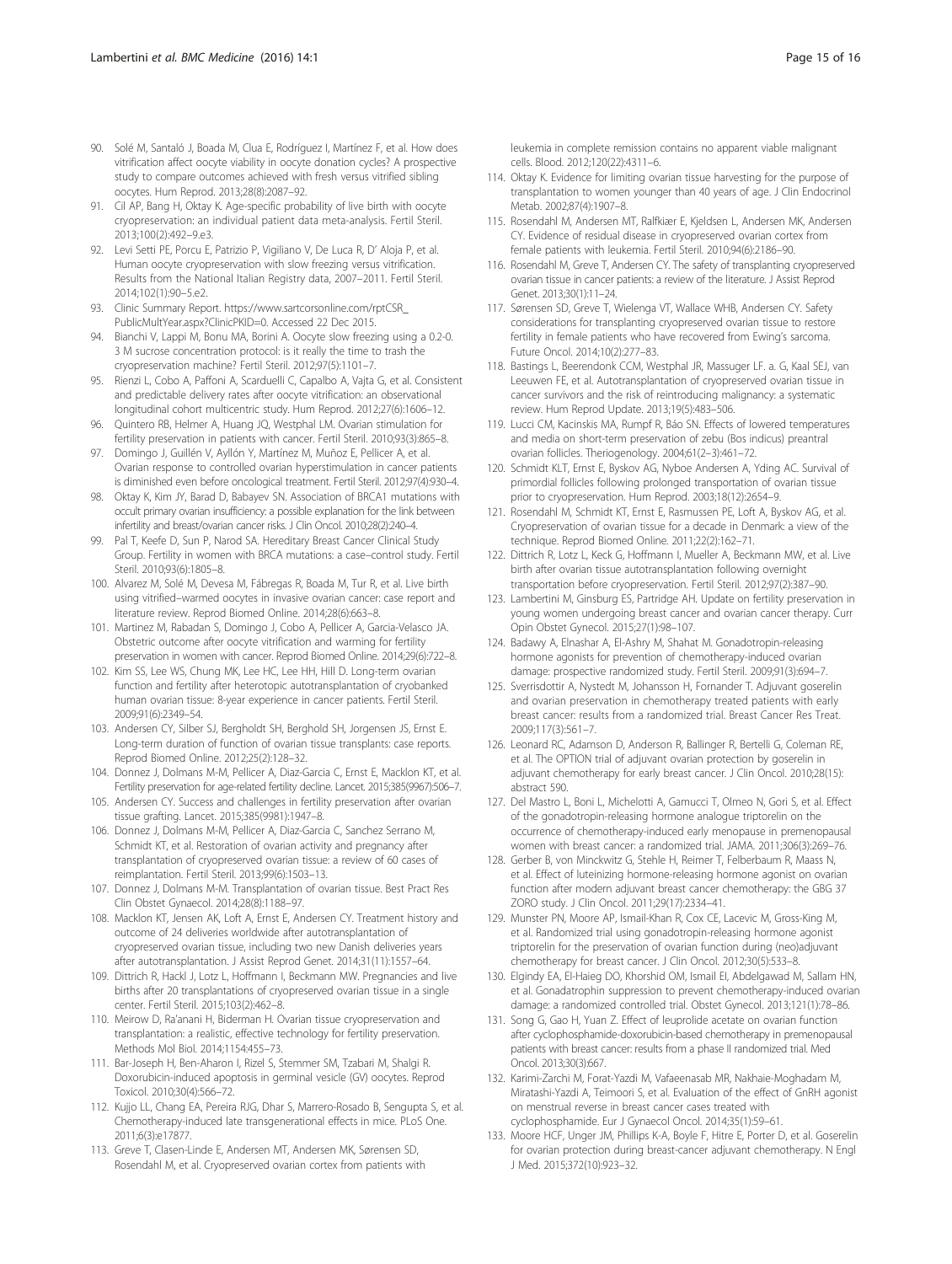90. Solé M, Santaló J, Boada M, Clua E, Rodríguez I, Martínez F, et al. How does vitrification affect oocyte viability in oocyte donation cycles? A prospective study to compare outcomes achieved with fresh versus vitrified sibling oocytes. Hum Reprod. 2013;28(8):2087–92.
91. Cil AP, Bang H, Oktay K. Age-specific probability of live birth with oocyte cryopreservation: an individual patient data meta-analysis. Fertil Steril. 2013;100(2):492–9.e3.
92. Levi Setti PE, Porcu E, Patrizio P, Vigiliano V, De Luca R, D' Aloja P, et al. Human oocyte cryopreservation with slow freezing versus vitrification. Results from the National Italian Registry data, 2007–2011. Fertil Steril. 2014;102(1):90–5.e2.
93. Clinic Summary Report. https://www.sartcorsonline.com/rptCSR_PublicMultYear.aspx?ClinicPKID=0. Accessed 22 Dec 2015.
94. Bianchi V, Lappi M, Bonu MA, Borini A. Oocyte slow freezing using a 0.2-0.3 M sucrose concentration protocol: is it really the time to trash the cryopreservation machine? Fertil Steril. 2012;97(5):1101–7.
95. Rienzi L, Cobo A, Paffoni A, Scarduelli C, Capalbo A, Vajta G, et al. Consistent and predictable delivery rates after oocyte vitrification: an observational longitudinal cohort multicentric study. Hum Reprod. 2012;27(6):1606–12.
96. Quintero RB, Helmer A, Huang JQ, Westphal LM. Ovarian stimulation for fertility preservation in patients with cancer. Fertil Steril. 2010;93(3):865–8.
97. Domingo J, Guillén V, Ayllón Y, Martínez M, Muñoz E, Pellicer A, et al. Ovarian response to controlled ovarian hyperstimulation in cancer patients is diminished even before oncological treatment. Fertil Steril. 2012;97(4):930–4.
98. Oktay K, Kim JY, Barad D, Babayev SN. Association of BRCA1 mutations with occult primary ovarian insufficiency: a possible explanation for the link between infertility and breast/ovarian cancer risks. J Clin Oncol. 2010;28(2):240–4.
99. Pal T, Keefe D, Sun P, Narod SA. Hereditary Breast Cancer Clinical Study Group. Fertility in women with BRCA mutations: a case–control study. Fertil Steril. 2010;93(6):1805–8.
100. Alvarez M, Solé M, Devesa M, Fábregas R, Boada M, Tur R, et al. Live birth using vitrified–warmed oocytes in invasive ovarian cancer: case report and literature review. Reprod Biomed Online. 2014;28(6):663–8.
101. Martinez M, Rabadan S, Domingo J, Cobo A, Pellicer A, Garcia-Velasco JA. Obstetric outcome after oocyte vitrification and warming for fertility preservation in women with cancer. Reprod Biomed Online. 2014;29(6):722–8.
102. Kim SS, Lee WS, Chung MK, Lee HC, Lee HH, Hill D. Long-term ovarian function and fertility after heterotopic autotransplantation of cryobanked human ovarian tissue: 8-year experience in cancer patients. Fertil Steril. 2009;91(6):2349–54.
103. Andersen CY, Silber SJ, Bergholdt SH, Berghold SH, Jorgensen JS, Ernst E. Long-term duration of function of ovarian tissue transplants: case reports. Reprod Biomed Online. 2012;25(2):128–32.
104. Donnez J, Dolmans M-M, Pellicer A, Diaz-Garcia C, Ernst E, Macklon KT, et al. Fertility preservation for age-related fertility decline. Lancet. 2015;385(9967):506–7.
105. Andersen CY. Success and challenges in fertility preservation after ovarian tissue grafting. Lancet. 2015;385(9981):1947–8.
106. Donnez J, Dolmans M-M, Pellicer A, Diaz-Garcia C, Sanchez Serrano M, Schmidt KT, et al. Restoration of ovarian activity and pregnancy after transplantation of cryopreserved ovarian tissue: a review of 60 cases of reimplantation. Fertil Steril. 2013;99(6):1503–13.
107. Donnez J, Dolmans M-M. Transplantation of ovarian tissue. Best Pract Res Clin Obstet Gynaecol. 2014;28(8):1188–97.
108. Macklon KT, Jensen AK, Loft A, Ernst E, Andersen CY. Treatment history and outcome of 24 deliveries worldwide after autotransplantation of cryopreserved ovarian tissue, including two new Danish deliveries years after autotransplantation. J Assist Reprod Genet. 2014;31(11):1557–64.
109. Dittrich R, Hackl J, Lotz L, Hoffmann I, Beckmann MW. Pregnancies and live births after 20 transplantations of cryopreserved ovarian tissue in a single center. Fertil Steril. 2015;103(2):462–8.
110. Meirow D, Ra'anani H, Biderman H. Ovarian tissue cryopreservation and transplantation: a realistic, effective technology for fertility preservation. Methods Mol Biol. 2014;1154:455–73.
111. Bar-Joseph H, Ben-Aharon I, Rizel S, Stemmer SM, Tzabari M, Shalgi R. Doxorubicin-induced apoptosis in germinal vesicle (GV) oocytes. Reprod Toxicol. 2010;30(4):566–72.
112. Kujjo LL, Chang EA, Pereira RJG, Dhar S, Marrero-Rosado B, Sengupta S, et al. Chemotherapy-induced late transgenerational effects in mice. PLoS One. 2011;6(3):e17877.
113. Greve T, Clasen-Linde E, Andersen MT, Andersen MK, Sørensen SD, Rosendahl M, et al. Cryopreserved ovarian cortex from patients with leukemia in complete remission contains no apparent viable malignant cells. Blood. 2012;120(22):4311–6.
114. Oktay K. Evidence for limiting ovarian tissue harvesting for the purpose of transplantation to women younger than 40 years of age. J Clin Endocrinol Metab. 2002;87(4):1907–8.
115. Rosendahl M, Andersen MT, Ralfkiær E, Kjeldsen L, Andersen MK, Andersen CY. Evidence of residual disease in cryopreserved ovarian cortex from female patients with leukemia. Fertil Steril. 2010;94(6):2186–90.
116. Rosendahl M, Greve T, Andersen CY. The safety of transplanting cryopreserved ovarian tissue in cancer patients: a review of the literature. J Assist Reprod Genet. 2013;30(1):11–24.
117. Sørensen SD, Greve T, Wielenga VT, Wallace WHB, Andersen CY. Safety considerations for transplanting cryopreserved ovarian tissue to restore fertility in female patients who have recovered from Ewing's sarcoma. Future Oncol. 2014;10(2):277–83.
118. Bastings L, Beerendonk CCM, Westphal JR, Massuger LF. a. G, Kaal SEJ, van Leeuwen FE, et al. Autotransplantation of cryopreserved ovarian tissue in cancer survivors and the risk of reintroducing malignancy: a systematic review. Hum Reprod Update. 2013;19(5):483–506.
119. Lucci CM, Kacinskis MA, Rumpf R, Báo SN. Effects of lowered temperatures and media on short-term preservation of zebu (Bos indicus) preantral ovarian follicles. Theriogenology. 2004;61(2–3):461–72.
120. Schmidt KLT, Ernst E, Byskov AG, Nyboe Andersen A, Yding AC. Survival of primordial follicles following prolonged transportation of ovarian tissue prior to cryopreservation. Hum Reprod. 2003;18(12):2654–9.
121. Rosendahl M, Schmidt KT, Ernst E, Rasmussen PE, Loft A, Byskov AG, et al. Cryopreservation of ovarian tissue for a decade in Denmark: a view of the technique. Reprod Biomed Online. 2011;22(2):162–71.
122. Dittrich R, Lotz L, Keck G, Hoffmann I, Mueller A, Beckmann MW, et al. Live birth after ovarian tissue autotransplantation following overnight transportation before cryopreservation. Fertil Steril. 2012;97(2):387–90.
123. Lambertini M, Ginsburg ES, Partridge AH. Update on fertility preservation in young women undergoing breast cancer and ovarian cancer therapy. Curr Opin Obstet Gynecol. 2015;27(1):98–107.
124. Badawy A, Elnashar A, El-Ashry M, Shahat M. Gonadotropin-releasing hormone agonists for prevention of chemotherapy-induced ovarian damage: prospective randomized study. Fertil Steril. 2009;91(3):694–7.
125. Sverrisdottir A, Nystedt M, Johansson H, Fornander T. Adjuvant goserelin and ovarian preservation in chemotherapy treated patients with early breast cancer: results from a randomized trial. Breast Cancer Res Treat. 2009;117(3):561–7.
126. Leonard RC, Adamson D, Anderson R, Ballinger R, Bertelli G, Coleman RE, et al. The OPTION trial of adjuvant ovarian protection by goserelin in adjuvant chemotherapy for early breast cancer. J Clin Oncol. 2010;28(15): abstract 590.
127. Del Mastro L, Boni L, Michelotti A, Gamucci T, Olmeo N, Gori S, et al. Effect of the gonadotropin-releasing hormone analogue triptorelin on the occurrence of chemotherapy-induced early menopause in premenopausal women with breast cancer: a randomized trial. JAMA. 2011;306(3):269–76.
128. Gerber B, von Minckwitz G, Stehle H, Reimer T, Felberbaum R, Maass N, et al. Effect of luteinizing hormone-releasing hormone agonist on ovarian function after modern adjuvant breast cancer chemotherapy: the GBG 37 ZORO study. J Clin Oncol. 2011;29(17):2334–41.
129. Munster PN, Moore AP, Ismail-Khan R, Cox CE, Lacevic M, Gross-King M, et al. Randomized trial using gonadotropin-releasing hormone agonist triptorelin for the preservation of ovarian function during (neo)adjuvant chemotherapy for breast cancer. J Clin Oncol. 2012;30(5):533–8.
130. Elgindy EA, El-Haieg DO, Khorshid OM, Ismail EI, Abdelgawad M, Sallam HN, et al. Gonadatrophin suppression to prevent chemotherapy-induced ovarian damage: a randomized controlled trial. Obstet Gynecol. 2013;121(1):78–86.
131. Song G, Gao H, Yuan Z. Effect of leuprolide acetate on ovarian function after cyclophosphamide-doxorubicin-based chemotherapy in premenopausal patients with breast cancer: results from a phase II randomized trial. Med Oncol. 2013;30(3):667.
132. Karimi-Zarchi M, Forat-Yazdi M, Vafaeenasab MR, Nakhaie-Moghadam M, Miratashi-Yazdi A, Teimoori S, et al. Evaluation of the effect of GnRH agonist on menstrual reverse in breast cancer cases treated with cyclophosphamide. Eur J Gynaecol Oncol. 2014;35(1):59–61.
133. Moore HCF, Unger JM, Phillips K-A, Boyle F, Hitre E, Porter D, et al. Goserelin for ovarian protection during breast-cancer adjuvant chemotherapy. N Engl J Med. 2015;372(10):923–32.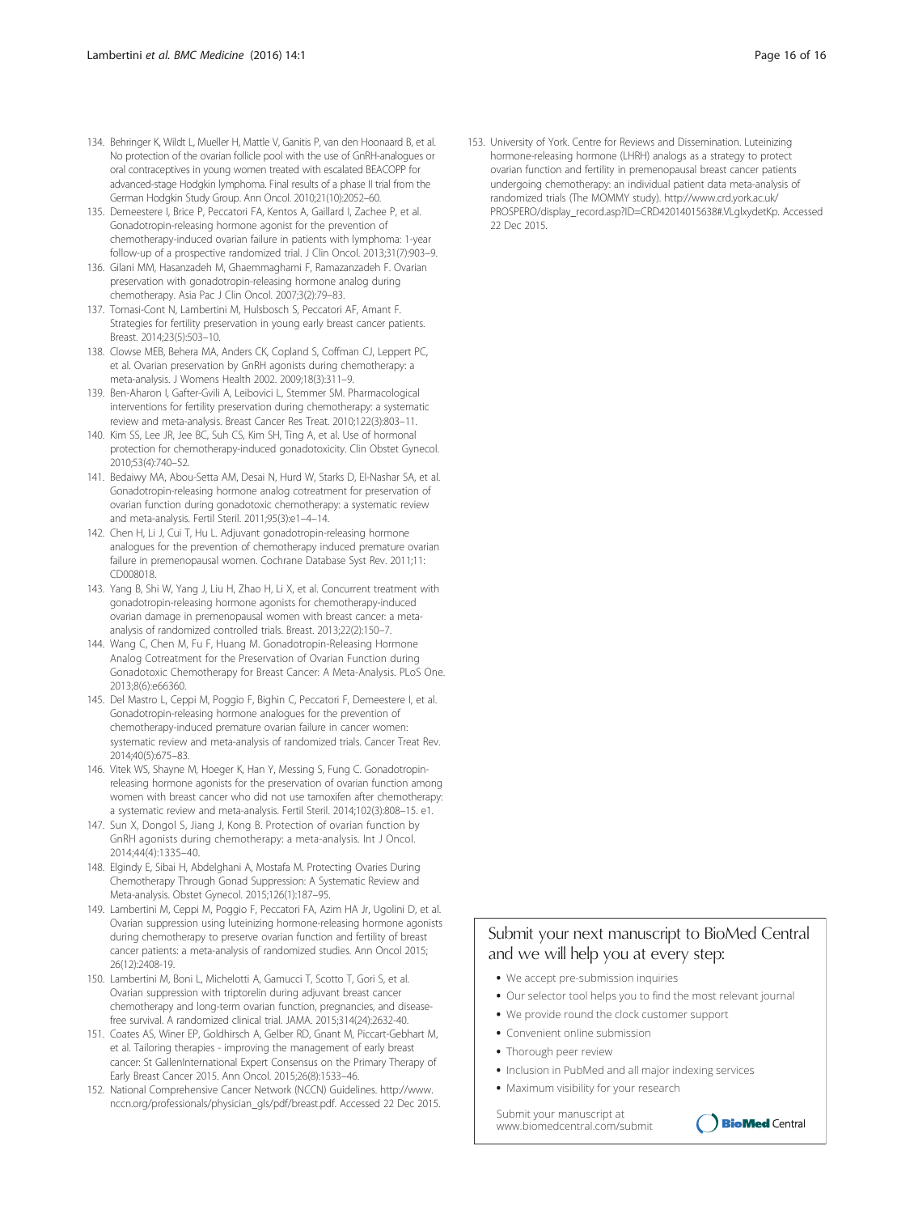134. Behringer K, Wildt L, Mueller H, Mattle V, Ganitis P, van den Hoonaard B, et al. No protection of the ovarian follicle pool with the use of GnRH-analogues or oral contraceptives in young women treated with escalated BEACOPP for advanced-stage Hodgkin lymphoma. Final results of a phase II trial from the German Hodgkin Study Group. Ann Oncol. 2010;21(10):2052–60.
135. Demeestere I, Brice P, Peccatori FA, Kentos A, Gaillard I, Zachee P, et al. Gonadotropin-releasing hormone agonist for the prevention of chemotherapy-induced ovarian failure in patients with lymphoma: 1-year follow-up of a prospective randomized trial. J Clin Oncol. 2013;31(7):903–9.
136. Gilani MM, Hasanzadeh M, Ghaemmaghami F, Ramazanzadeh F. Ovarian preservation with gonadotropin-releasing hormone analog during chemotherapy. Asia Pac J Clin Oncol. 2007;3(2):79–83.
137. Tomasi-Cont N, Lambertini M, Hulsbosch S, Peccatori AF, Amant F. Strategies for fertility preservation in young early breast cancer patients. Breast. 2014;23(5):503–10.
138. Clowse MEB, Behera MA, Anders CK, Copland S, Coffman CJ, Leppert PC, et al. Ovarian preservation by GnRH agonists during chemotherapy: a meta-analysis. J Womens Health 2002. 2009;18(3):311–9.
139. Ben-Aharon I, Gafter-Gvili A, Leibovici L, Stemmer SM. Pharmacological interventions for fertility preservation during chemotherapy: a systematic review and meta-analysis. Breast Cancer Res Treat. 2010;122(3):803–11.
140. Kim SS, Lee JR, Jee BC, Suh CS, Kim SH, Ting A, et al. Use of hormonal protection for chemotherapy-induced gonadotoxicity. Clin Obstet Gynecol. 2010;53(4):740–52.
141. Bedaiwy MA, Abou-Setta AM, Desai N, Hurd W, Starks D, El-Nashar SA, et al. Gonadotropin-releasing hormone analog cotreatment for preservation of ovarian function during gonadotoxic chemotherapy: a systematic review and meta-analysis. Fertil Steril. 2011;95(3):e1–4–14.
142. Chen H, Li J, Cui T, Hu L. Adjuvant gonadotropin-releasing hormone analogues for the prevention of chemotherapy induced premature ovarian failure in premenopausal women. Cochrane Database Syst Rev. 2011;11: CD008018.
143. Yang B, Shi W, Yang J, Liu H, Zhao H, Li X, et al. Concurrent treatment with gonadotropin-releasing hormone agonists for chemotherapy-induced ovarian damage in premenopausal women with breast cancer: a meta-analysis of randomized controlled trials. Breast. 2013;22(2):150–7.
144. Wang C, Chen M, Fu F, Huang M. Gonadotropin-Releasing Hormone Analog Cotreatment for the Preservation of Ovarian Function during Gonadotoxic Chemotherapy for Breast Cancer: A Meta-Analysis. PLoS One. 2013;8(6):e66360.
145. Del Mastro L, Ceppi M, Poggio F, Bighin C, Peccatori F, Demeestere I, et al. Gonadotropin-releasing hormone analogues for the prevention of chemotherapy-induced premature ovarian failure in cancer women: systematic review and meta-analysis of randomized trials. Cancer Treat Rev. 2014;40(5):675–83.
146. Vitek WS, Shayne M, Hoeger K, Han Y, Messing S, Fung C. Gonadotropin-releasing hormone agonists for the preservation of ovarian function among women with breast cancer who did not use tamoxifen after chemotherapy: a systematic review and meta-analysis. Fertil Steril. 2014;102(3):808–15. e1.
147. Sun X, Dongol S, Jiang J, Kong B. Protection of ovarian function by GnRH agonists during chemotherapy: a meta-analysis. Int J Oncol. 2014;44(4):1335–40.
148. Elgindy E, Sibai H, Abdelghani A, Mostafa M. Protecting Ovaries During Chemotherapy Through Gonad Suppression: A Systematic Review and Meta-analysis. Obstet Gynecol. 2015;126(1):187–95.
149. Lambertini M, Ceppi M, Poggio F, Peccatori FA, Azim HA Jr, Ugolini D, et al. Ovarian suppression using luteinizing hormone-releasing hormone agonists during chemotherapy to preserve ovarian function and fertility of breast cancer patients: a meta-analysis of randomized studies. Ann Oncol 2015; 26(12):2408-19.
150. Lambertini M, Boni L, Michelotti A, Gamucci T, Scotto T, Gori S, et al. Ovarian suppression with triptorelin during adjuvant breast cancer chemotherapy and long-term ovarian function, pregnancies, and disease-free survival. A randomized clinical trial. JAMA. 2015;314(24):2632-40.
151. Coates AS, Winer EP, Goldhirsch A, Gelber RD, Gnant M, Piccart-Gebhart M, et al. Tailoring therapies - improving the management of early breast cancer: St GallenInternational Expert Consensus on the Primary Therapy of Early Breast Cancer 2015. Ann Oncol. 2015;26(8):1533–46.
152. National Comprehensive Cancer Network (NCCN) Guidelines. http://www.nccn.org/professionals/physician_gls/pdf/breast.pdf. Accessed 22 Dec 2015.
153. University of York. Centre for Reviews and Dissemination. Luteinizing hormone-releasing hormone (LHRH) analogs as a strategy to protect ovarian function and fertility in premenopausal breast cancer patients undergoing chemotherapy: an individual patient data meta-analysis of randomized trials (The MOMMY study). http://www.crd.york.ac.uk/PROSPERO/display_record.asp?ID=CRD42014015638#.VLglxydetKp. Accessed 22 Dec 2015.

Submit your next manuscript to BioMed Central and we will help you at every step:

- We accept pre-submission inquiries
- Our selector tool helps you to find the most relevant journal
- We provide round the clock customer support
- Convenient online submission
- Thorough peer review
- Inclusion in PubMed and all major indexing services
- Maximum visibility for your research

Submit your manuscript at www.biomedcentral.com/submit

BioMed Central